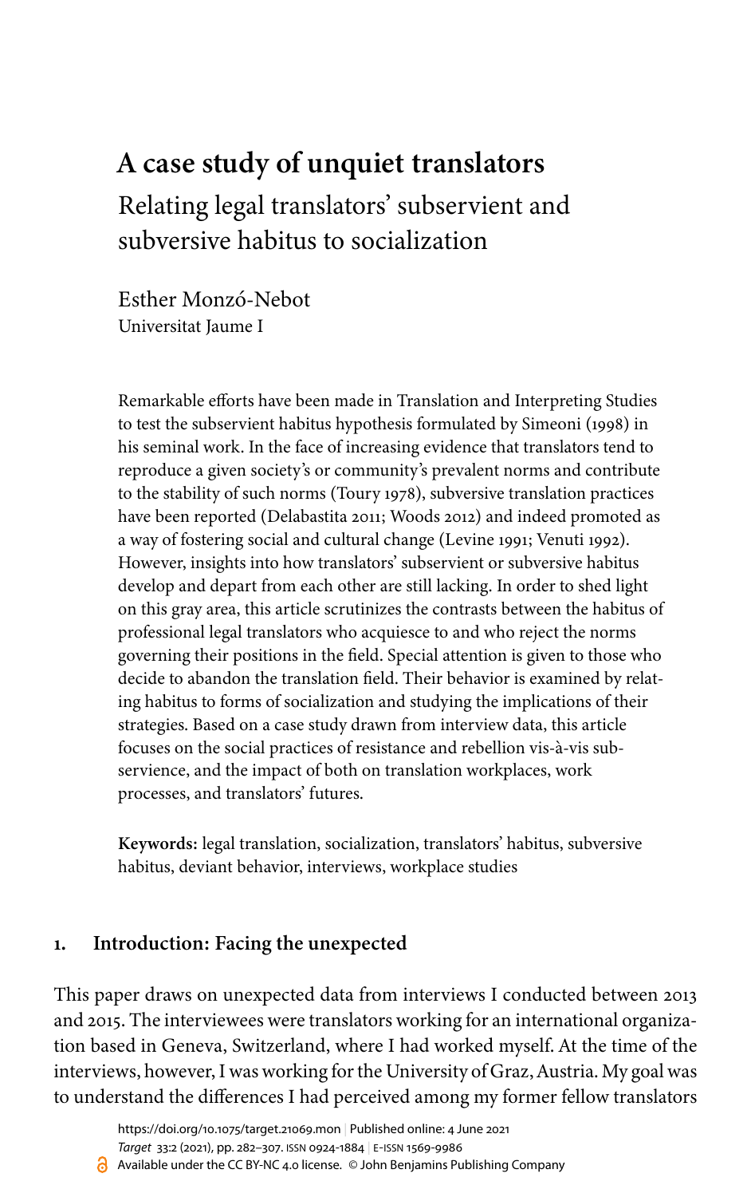# A case study of unquiet translators

## Relating legal translators' subservient and subversive habitus to socialization

Esther Monzó-Nebot
Universitat Jaume I

Remarkable efforts have been made in Translation and Interpreting Studies to test the subservient habitus hypothesis formulated by Simeoni (1998) in his seminal work. In the face of increasing evidence that translators tend to reproduce a given society's or community's prevalent norms and contribute to the stability of such norms (Toury 1978), subversive translation practices have been reported (Delabastita 2011; Woods 2012) and indeed promoted as a way of fostering social and cultural change (Levine 1991; Venuti 1992). However, insights into how translators' subservient or subversive habitus develop and depart from each other are still lacking. In order to shed light on this gray area, this article scrutinizes the contrasts between the habitus of professional legal translators who acquiesce to and who reject the norms governing their positions in the field. Special attention is given to those who decide to abandon the translation field. Their behavior is examined by relating habitus to forms of socialization and studying the implications of their strategies. Based on a case study drawn from interview data, this article focuses on the social practices of resistance and rebellion vis-à-vis subservience, and the impact of both on translation workplaces, work processes, and translators' futures.

**Keywords:** legal translation, socialization, translators' habitus, subversive habitus, deviant behavior, interviews, workplace studies

## 1. Introduction: Facing the unexpected

This paper draws on unexpected data from interviews I conducted between 2013 and 2015. The interviewees were translators working for an international organization based in Geneva, Switzerland, where I had worked myself. At the time of the interviews, however, I was working for the University of Graz, Austria. My goal was to understand the differences I had perceived among my former fellow translators

https://doi.org/10.1075/target.21069.mon | Published online: 4 June 2021
*Target* 33:2 (2021), pp. 282–307. ISSN 0924-1884 | E-ISSN 1569-9986
Available under the CC BY-NC 4.0 license. © John Benjamins Publishing Company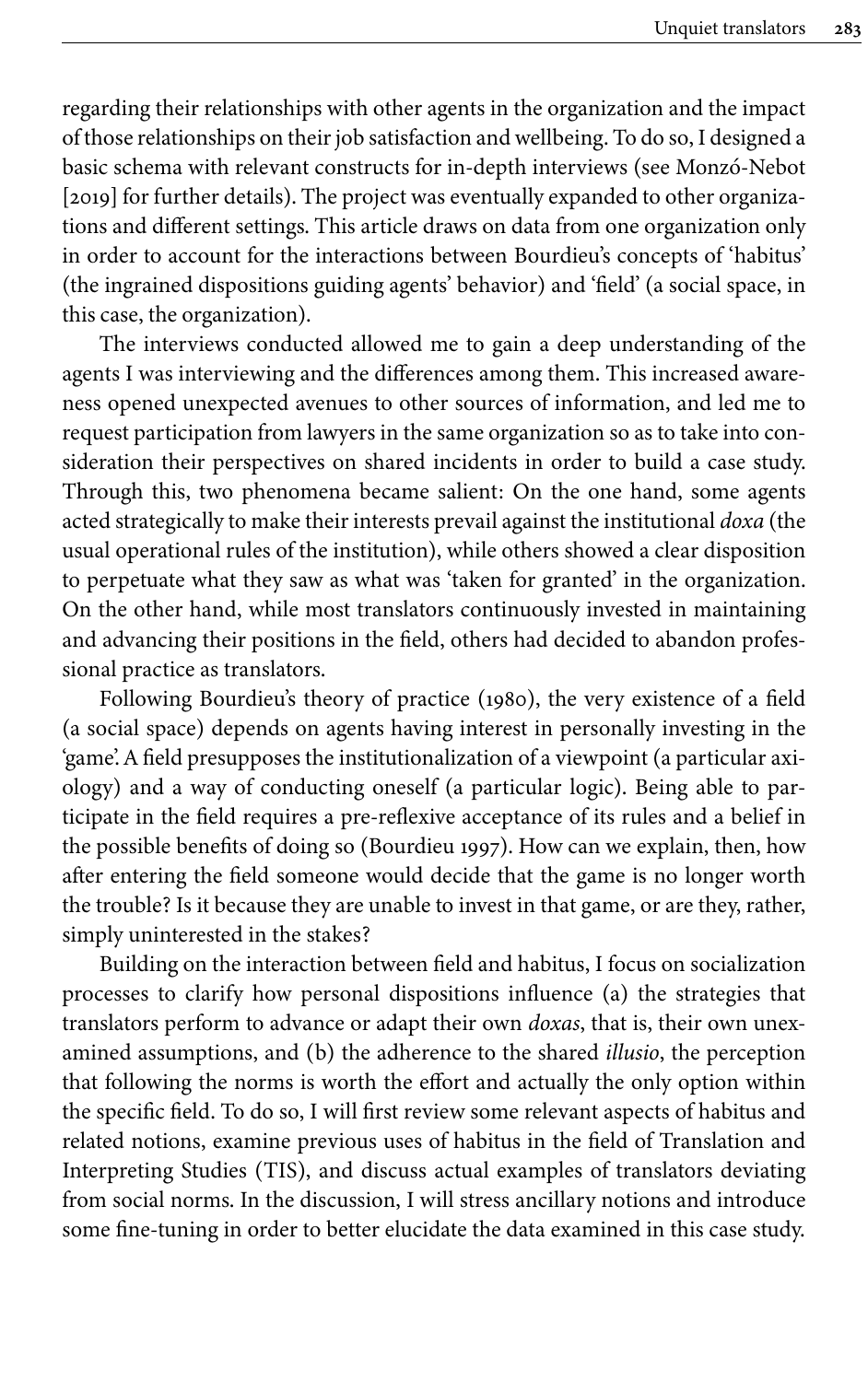regarding their relationships with other agents in the organization and the impact of those relationships on their job satisfaction and wellbeing. To do so, I designed a basic schema with relevant constructs for in-depth interviews (see Monzó-Nebot [2019] for further details). The project was eventually expanded to other organizations and different settings. This article draws on data from one organization only in order to account for the interactions between Bourdieu's concepts of 'habitus' (the ingrained dispositions guiding agents' behavior) and 'field' (a social space, in this case, the organization).

The interviews conducted allowed me to gain a deep understanding of the agents I was interviewing and the differences among them. This increased awareness opened unexpected avenues to other sources of information, and led me to request participation from lawyers in the same organization so as to take into consideration their perspectives on shared incidents in order to build a case study. Through this, two phenomena became salient: On the one hand, some agents acted strategically to make their interests prevail against the institutional *doxa* (the usual operational rules of the institution), while others showed a clear disposition to perpetuate what they saw as what was 'taken for granted' in the organization. On the other hand, while most translators continuously invested in maintaining and advancing their positions in the field, others had decided to abandon professional practice as translators.

Following Bourdieu's theory of practice (1980), the very existence of a field (a social space) depends on agents having interest in personally investing in the 'game'. A field presupposes the institutionalization of a viewpoint (a particular axiology) and a way of conducting oneself (a particular logic). Being able to participate in the field requires a pre-reflexive acceptance of its rules and a belief in the possible benefits of doing so (Bourdieu 1997). How can we explain, then, how after entering the field someone would decide that the game is no longer worth the trouble? Is it because they are unable to invest in that game, or are they, rather, simply uninterested in the stakes?

Building on the interaction between field and habitus, I focus on socialization processes to clarify how personal dispositions influence (a) the strategies that translators perform to advance or adapt their own *doxas*, that is, their own unexamined assumptions, and (b) the adherence to the shared *illusio*, the perception that following the norms is worth the effort and actually the only option within the specific field. To do so, I will first review some relevant aspects of habitus and related notions, examine previous uses of habitus in the field of Translation and Interpreting Studies (TIS), and discuss actual examples of translators deviating from social norms. In the discussion, I will stress ancillary notions and introduce some fine-tuning in order to better elucidate the data examined in this case study.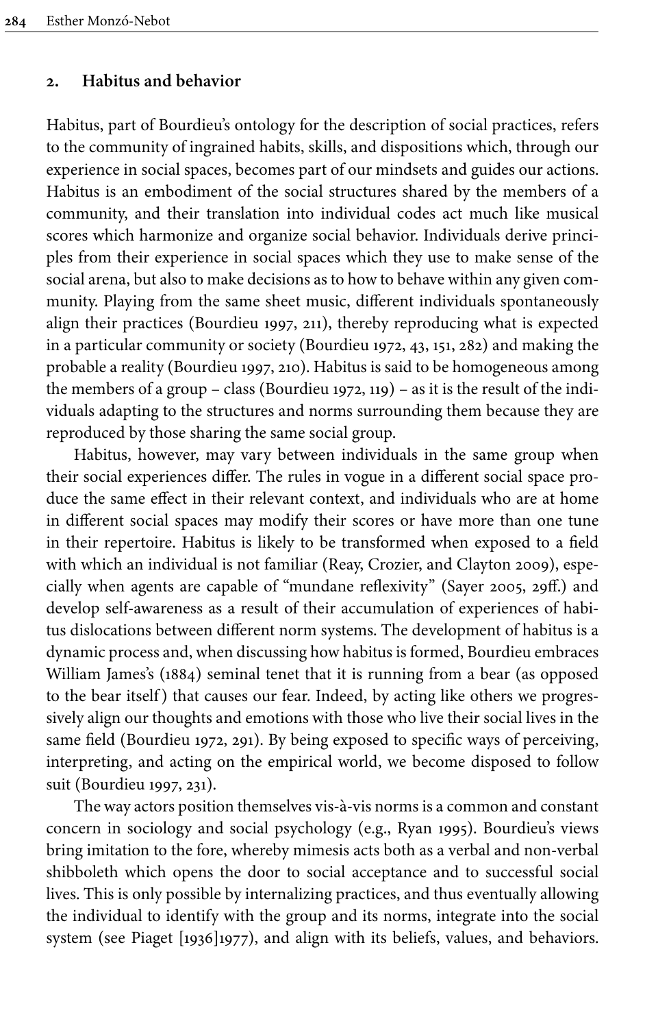## 2. Habitus and behavior

Habitus, part of Bourdieu's ontology for the description of social practices, refers to the community of ingrained habits, skills, and dispositions which, through our experience in social spaces, becomes part of our mindsets and guides our actions. Habitus is an embodiment of the social structures shared by the members of a community, and their translation into individual codes act much like musical scores which harmonize and organize social behavior. Individuals derive principles from their experience in social spaces which they use to make sense of the social arena, but also to make decisions as to how to behave within any given community. Playing from the same sheet music, different individuals spontaneously align their practices (Bourdieu 1997, 211), thereby reproducing what is expected in a particular community or society (Bourdieu 1972, 43, 151, 282) and making the probable a reality (Bourdieu 1997, 210). Habitus is said to be homogeneous among the members of a group – class (Bourdieu 1972, 119) – as it is the result of the individuals adapting to the structures and norms surrounding them because they are reproduced by those sharing the same social group.

Habitus, however, may vary between individuals in the same group when their social experiences differ. The rules in vogue in a different social space produce the same effect in their relevant context, and individuals who are at home in different social spaces may modify their scores or have more than one tune in their repertoire. Habitus is likely to be transformed when exposed to a field with which an individual is not familiar (Reay, Crozier, and Clayton 2009), especially when agents are capable of "mundane reflexivity" (Sayer 2005, 29ff.) and develop self-awareness as a result of their accumulation of experiences of habitus dislocations between different norm systems. The development of habitus is a dynamic process and, when discussing how habitus is formed, Bourdieu embraces William James's (1884) seminal tenet that it is running from a bear (as opposed to the bear itself) that causes our fear. Indeed, by acting like others we progressively align our thoughts and emotions with those who live their social lives in the same field (Bourdieu 1972, 291). By being exposed to specific ways of perceiving, interpreting, and acting on the empirical world, we become disposed to follow suit (Bourdieu 1997, 231).

The way actors position themselves vis-à-vis norms is a common and constant concern in sociology and social psychology (e.g., Ryan 1995). Bourdieu's views bring imitation to the fore, whereby mimesis acts both as a verbal and non-verbal shibboleth which opens the door to social acceptance and to successful social lives. This is only possible by internalizing practices, and thus eventually allowing the individual to identify with the group and its norms, integrate into the social system (see Piaget [1936]1977), and align with its beliefs, values, and behaviors.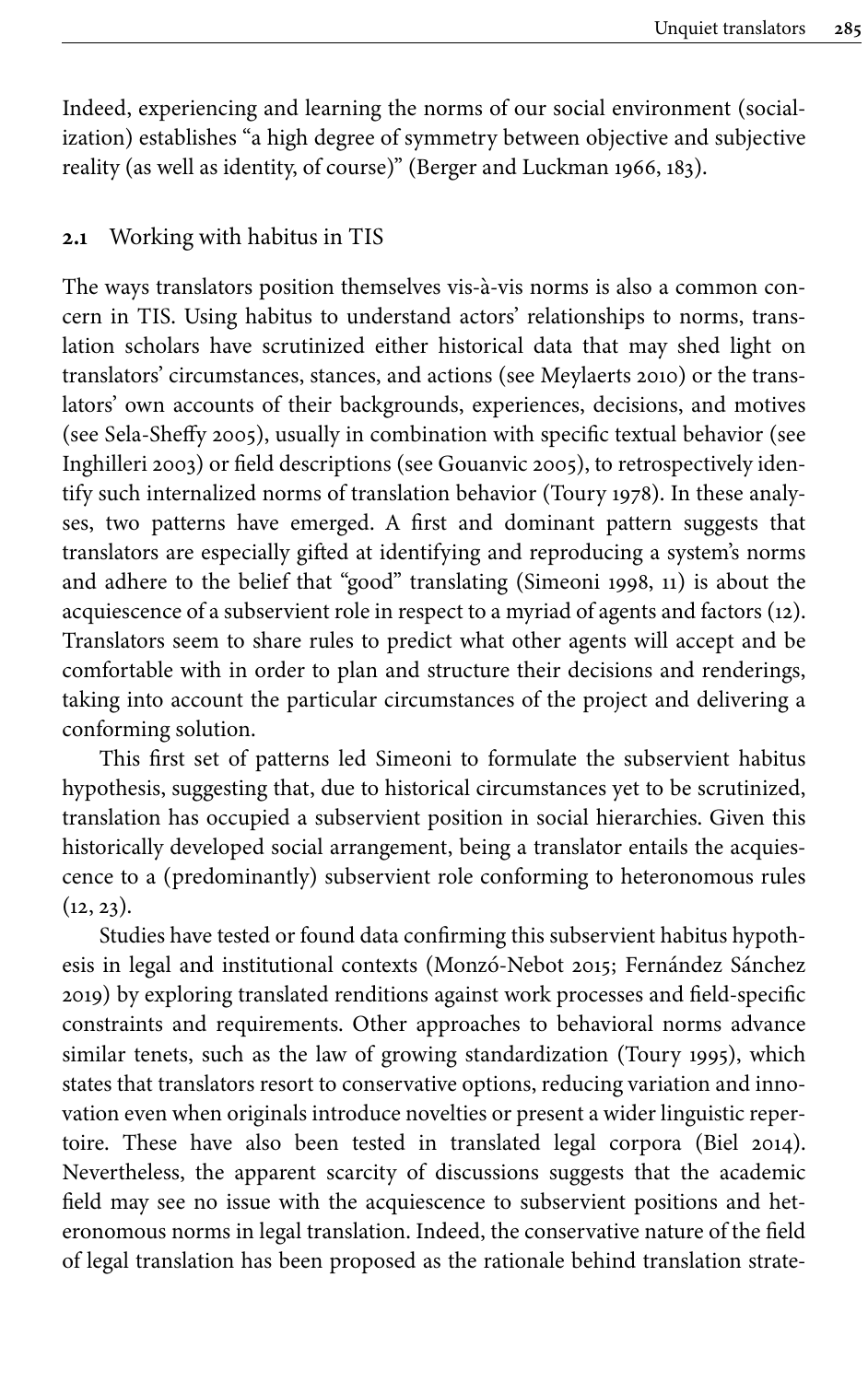Indeed, experiencing and learning the norms of our social environment (socialization) establishes "a high degree of symmetry between objective and subjective reality (as well as identity, of course)" (Berger and Luckman 1966, 183).

### 2.1 Working with habitus in TIS

The ways translators position themselves vis-à-vis norms is also a common concern in TIS. Using habitus to understand actors' relationships to norms, translation scholars have scrutinized either historical data that may shed light on translators' circumstances, stances, and actions (see Meylaerts 2010) or the translators' own accounts of their backgrounds, experiences, decisions, and motives (see Sela-Sheffy 2005), usually in combination with specific textual behavior (see Inghilleri 2003) or field descriptions (see Gouanvic 2005), to retrospectively identify such internalized norms of translation behavior (Toury 1978). In these analyses, two patterns have emerged. A first and dominant pattern suggests that translators are especially gifted at identifying and reproducing a system's norms and adhere to the belief that "good" translating (Simeoni 1998, 11) is about the acquiescence of a subservient role in respect to a myriad of agents and factors (12). Translators seem to share rules to predict what other agents will accept and be comfortable with in order to plan and structure their decisions and renderings, taking into account the particular circumstances of the project and delivering a conforming solution.

This first set of patterns led Simeoni to formulate the subservient habitus hypothesis, suggesting that, due to historical circumstances yet to be scrutinized, translation has occupied a subservient position in social hierarchies. Given this historically developed social arrangement, being a translator entails the acquiescence to a (predominantly) subservient role conforming to heteronomous rules (12, 23).

Studies have tested or found data confirming this subservient habitus hypothesis in legal and institutional contexts (Monzó-Nebot 2015; Fernández Sánchez 2019) by exploring translated renditions against work processes and field-specific constraints and requirements. Other approaches to behavioral norms advance similar tenets, such as the law of growing standardization (Toury 1995), which states that translators resort to conservative options, reducing variation and innovation even when originals introduce novelties or present a wider linguistic repertoire. These have also been tested in translated legal corpora (Biel 2014). Nevertheless, the apparent scarcity of discussions suggests that the academic field may see no issue with the acquiescence to subservient positions and heteronomous norms in legal translation. Indeed, the conservative nature of the field of legal translation has been proposed as the rationale behind translation strate-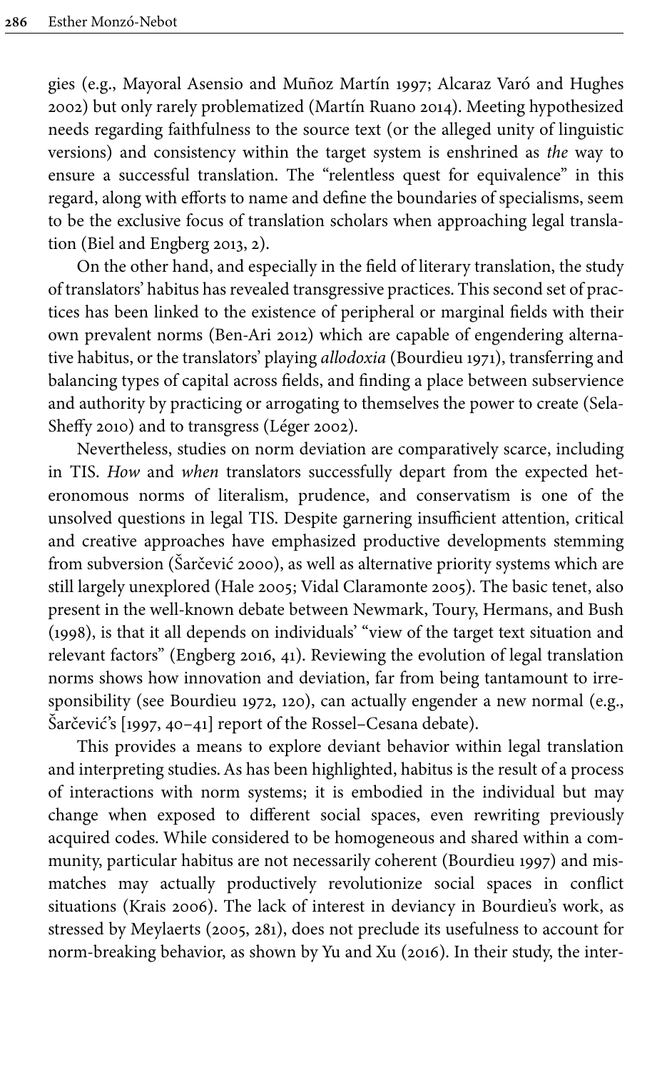gies (e.g., Mayoral Asensio and Muñoz Martín 1997; Alcaraz Varó and Hughes 2002) but only rarely problematized (Martín Ruano 2014). Meeting hypothesized needs regarding faithfulness to the source text (or the alleged unity of linguistic versions) and consistency within the target system is enshrined as *the* way to ensure a successful translation. The "relentless quest for equivalence" in this regard, along with efforts to name and define the boundaries of specialisms, seem to be the exclusive focus of translation scholars when approaching legal translation (Biel and Engberg 2013, 2).

On the other hand, and especially in the field of literary translation, the study of translators' habitus has revealed transgressive practices. This second set of practices has been linked to the existence of peripheral or marginal fields with their own prevalent norms (Ben-Ari 2012) which are capable of engendering alternative habitus, or the translators' playing *allodoxia* (Bourdieu 1971), transferring and balancing types of capital across fields, and finding a place between subservience and authority by practicing or arrogating to themselves the power to create (Sela-Sheffy 2010) and to transgress (Léger 2002).

Nevertheless, studies on norm deviation are comparatively scarce, including in TIS. *How* and *when* translators successfully depart from the expected heteronomous norms of literalism, prudence, and conservatism is one of the unsolved questions in legal TIS. Despite garnering insufficient attention, critical and creative approaches have emphasized productive developments stemming from subversion (Šarčević 2000), as well as alternative priority systems which are still largely unexplored (Hale 2005; Vidal Claramonte 2005). The basic tenet, also present in the well-known debate between Newmark, Toury, Hermans, and Bush (1998), is that it all depends on individuals' "view of the target text situation and relevant factors" (Engberg 2016, 41). Reviewing the evolution of legal translation norms shows how innovation and deviation, far from being tantamount to irresponsibility (see Bourdieu 1972, 120), can actually engender a new normal (e.g., Šarčević's [1997, 40–41] report of the Rossel–Cesana debate).

This provides a means to explore deviant behavior within legal translation and interpreting studies. As has been highlighted, habitus is the result of a process of interactions with norm systems; it is embodied in the individual but may change when exposed to different social spaces, even rewriting previously acquired codes. While considered to be homogeneous and shared within a community, particular habitus are not necessarily coherent (Bourdieu 1997) and mismatches may actually productively revolutionize social spaces in conflict situations (Krais 2006). The lack of interest in deviancy in Bourdieu's work, as stressed by Meylaerts (2005, 281), does not preclude its usefulness to account for norm-breaking behavior, as shown by Yu and Xu (2016). In their study, the inter-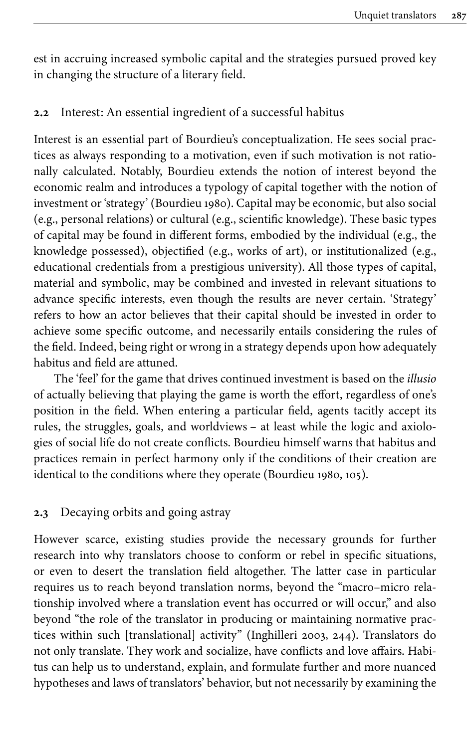est in accruing increased symbolic capital and the strategies pursued proved key in changing the structure of a literary field.

### 2.2 Interest: An essential ingredient of a successful habitus

Interest is an essential part of Bourdieu's conceptualization. He sees social practices as always responding to a motivation, even if such motivation is not rationally calculated. Notably, Bourdieu extends the notion of interest beyond the economic realm and introduces a typology of capital together with the notion of investment or 'strategy' (Bourdieu 1980). Capital may be economic, but also social (e.g., personal relations) or cultural (e.g., scientific knowledge). These basic types of capital may be found in different forms, embodied by the individual (e.g., the knowledge possessed), objectified (e.g., works of art), or institutionalized (e.g., educational credentials from a prestigious university). All those types of capital, material and symbolic, may be combined and invested in relevant situations to advance specific interests, even though the results are never certain. 'Strategy' refers to how an actor believes that their capital should be invested in order to achieve some specific outcome, and necessarily entails considering the rules of the field. Indeed, being right or wrong in a strategy depends upon how adequately habitus and field are attuned.

The 'feel' for the game that drives continued investment is based on the *illusio* of actually believing that playing the game is worth the effort, regardless of one's position in the field. When entering a particular field, agents tacitly accept its rules, the struggles, goals, and worldviews – at least while the logic and axiologies of social life do not create conflicts. Bourdieu himself warns that habitus and practices remain in perfect harmony only if the conditions of their creation are identical to the conditions where they operate (Bourdieu 1980, 105).

### 2.3 Decaying orbits and going astray

However scarce, existing studies provide the necessary grounds for further research into why translators choose to conform or rebel in specific situations, or even to desert the translation field altogether. The latter case in particular requires us to reach beyond translation norms, beyond the "macro–micro relationship involved where a translation event has occurred or will occur," and also beyond "the role of the translator in producing or maintaining normative practices within such [translational] activity" (Inghilleri 2003, 244). Translators do not only translate. They work and socialize, have conflicts and love affairs. Habitus can help us to understand, explain, and formulate further and more nuanced hypotheses and laws of translators' behavior, but not necessarily by examining the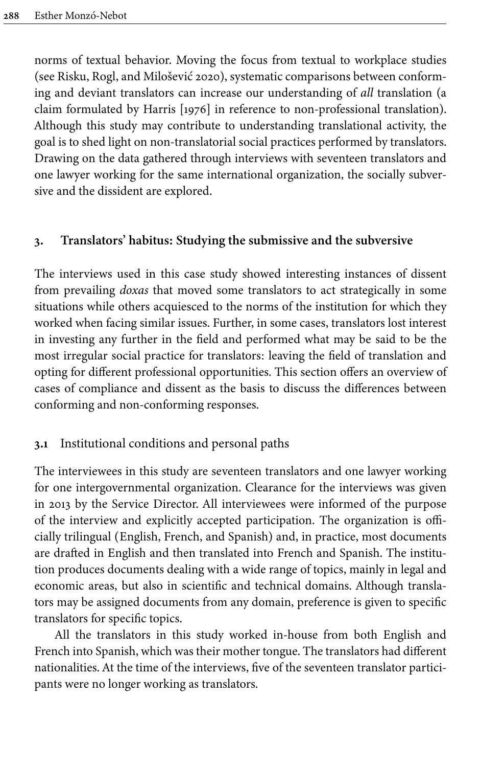norms of textual behavior. Moving the focus from textual to workplace studies (see Risku, Rogl, and Milošević 2020), systematic comparisons between conforming and deviant translators can increase our understanding of *all* translation (a claim formulated by Harris [1976] in reference to non-professional translation). Although this study may contribute to understanding translational activity, the goal is to shed light on non-translatorial social practices performed by translators. Drawing on the data gathered through interviews with seventeen translators and one lawyer working for the same international organization, the socially subversive and the dissident are explored.

## 3. Translators' habitus: Studying the submissive and the subversive

The interviews used in this case study showed interesting instances of dissent from prevailing *doxas* that moved some translators to act strategically in some situations while others acquiesced to the norms of the institution for which they worked when facing similar issues. Further, in some cases, translators lost interest in investing any further in the field and performed what may be said to be the most irregular social practice for translators: leaving the field of translation and opting for different professional opportunities. This section offers an overview of cases of compliance and dissent as the basis to discuss the differences between conforming and non-conforming responses.

### 3.1 Institutional conditions and personal paths

The interviewees in this study are seventeen translators and one lawyer working for one intergovernmental organization. Clearance for the interviews was given in 2013 by the Service Director. All interviewees were informed of the purpose of the interview and explicitly accepted participation. The organization is officially trilingual (English, French, and Spanish) and, in practice, most documents are drafted in English and then translated into French and Spanish. The institution produces documents dealing with a wide range of topics, mainly in legal and economic areas, but also in scientific and technical domains. Although translators may be assigned documents from any domain, preference is given to specific translators for specific topics.

All the translators in this study worked in-house from both English and French into Spanish, which was their mother tongue. The translators had different nationalities. At the time of the interviews, five of the seventeen translator participants were no longer working as translators.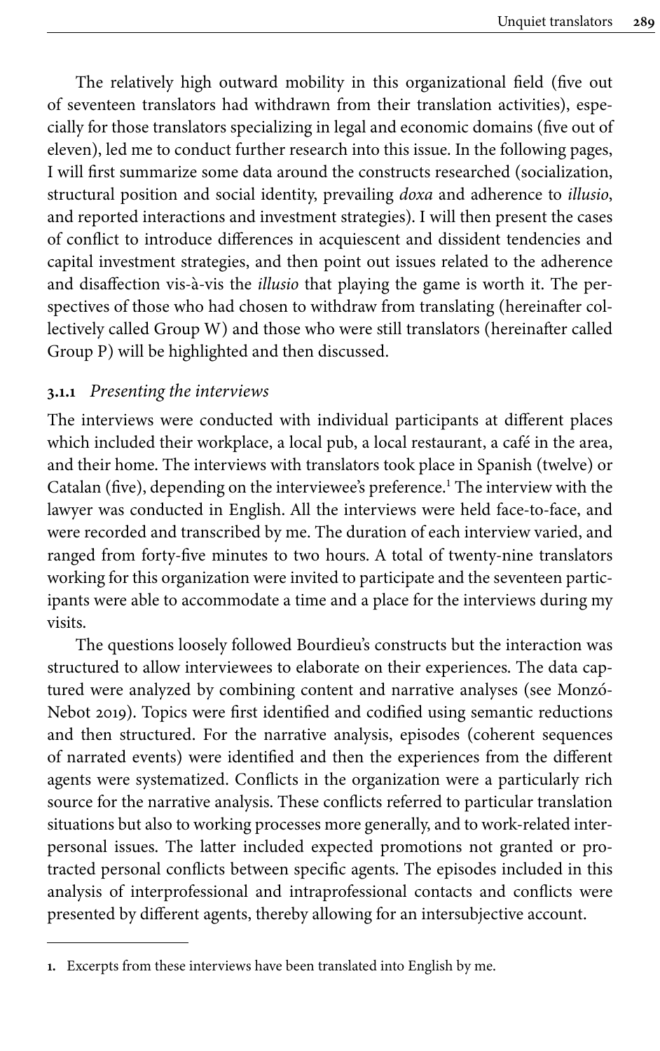The relatively high outward mobility in this organizational field (five out of seventeen translators had withdrawn from their translation activities), especially for those translators specializing in legal and economic domains (five out of eleven), led me to conduct further research into this issue. In the following pages, I will first summarize some data around the constructs researched (socialization, structural position and social identity, prevailing *doxa* and adherence to *illusio*, and reported interactions and investment strategies). I will then present the cases of conflict to introduce differences in acquiescent and dissident tendencies and capital investment strategies, and then point out issues related to the adherence and disaffection vis-à-vis the *illusio* that playing the game is worth it. The perspectives of those who had chosen to withdraw from translating (hereinafter collectively called Group W) and those who were still translators (hereinafter called Group P) will be highlighted and then discussed.

### 3.1.1 *Presenting the interviews*

The interviews were conducted with individual participants at different places which included their workplace, a local pub, a local restaurant, a café in the area, and their home. The interviews with translators took place in Spanish (twelve) or Catalan (five), depending on the interviewee's preference.[1] The interview with the lawyer was conducted in English. All the interviews were held face-to-face, and were recorded and transcribed by me. The duration of each interview varied, and ranged from forty-five minutes to two hours. A total of twenty-nine translators working for this organization were invited to participate and the seventeen participants were able to accommodate a time and a place for the interviews during my visits.

The questions loosely followed Bourdieu's constructs but the interaction was structured to allow interviewees to elaborate on their experiences. The data captured were analyzed by combining content and narrative analyses (see Monzó-Nebot 2019). Topics were first identified and codified using semantic reductions and then structured. For the narrative analysis, episodes (coherent sequences of narrated events) were identified and then the experiences from the different agents were systematized. Conflicts in the organization were a particularly rich source for the narrative analysis. These conflicts referred to particular translation situations but also to working processes more generally, and to work-related interpersonal issues. The latter included expected promotions not granted or protracted personal conflicts between specific agents. The episodes included in this analysis of interprofessional and intraprofessional contacts and conflicts were presented by different agents, thereby allowing for an intersubjective account.

---

1. Excerpts from these interviews have been translated into English by me.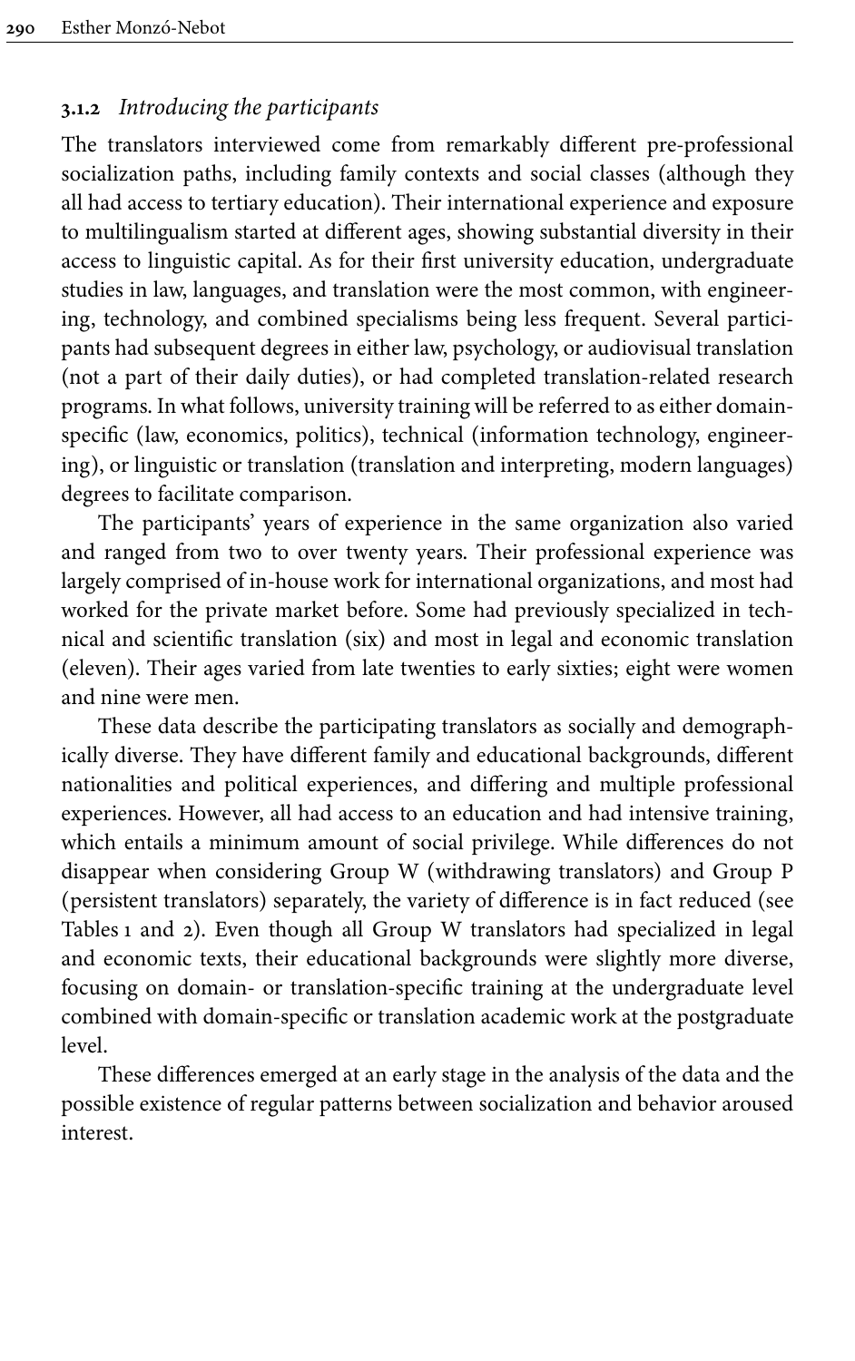### 3.1.2 *Introducing the participants*

The translators interviewed come from remarkably different pre-professional socialization paths, including family contexts and social classes (although they all had access to tertiary education). Their international experience and exposure to multilingualism started at different ages, showing substantial diversity in their access to linguistic capital. As for their first university education, undergraduate studies in law, languages, and translation were the most common, with engineering, technology, and combined specialisms being less frequent. Several participants had subsequent degrees in either law, psychology, or audiovisual translation (not a part of their daily duties), or had completed translation-related research programs. In what follows, university training will be referred to as either domain-specific (law, economics, politics), technical (information technology, engineering), or linguistic or translation (translation and interpreting, modern languages) degrees to facilitate comparison.

The participants' years of experience in the same organization also varied and ranged from two to over twenty years. Their professional experience was largely comprised of in-house work for international organizations, and most had worked for the private market before. Some had previously specialized in technical and scientific translation (six) and most in legal and economic translation (eleven). Their ages varied from late twenties to early sixties; eight were women and nine were men.

These data describe the participating translators as socially and demographically diverse. They have different family and educational backgrounds, different nationalities and political experiences, and differing and multiple professional experiences. However, all had access to an education and had intensive training, which entails a minimum amount of social privilege. While differences do not disappear when considering Group W (withdrawing translators) and Group P (persistent translators) separately, the variety of difference is in fact reduced (see Tables 1 and 2). Even though all Group W translators had specialized in legal and economic texts, their educational backgrounds were slightly more diverse, focusing on domain- or translation-specific training at the undergraduate level combined with domain-specific or translation academic work at the postgraduate level.

These differences emerged at an early stage in the analysis of the data and the possible existence of regular patterns between socialization and behavior aroused interest.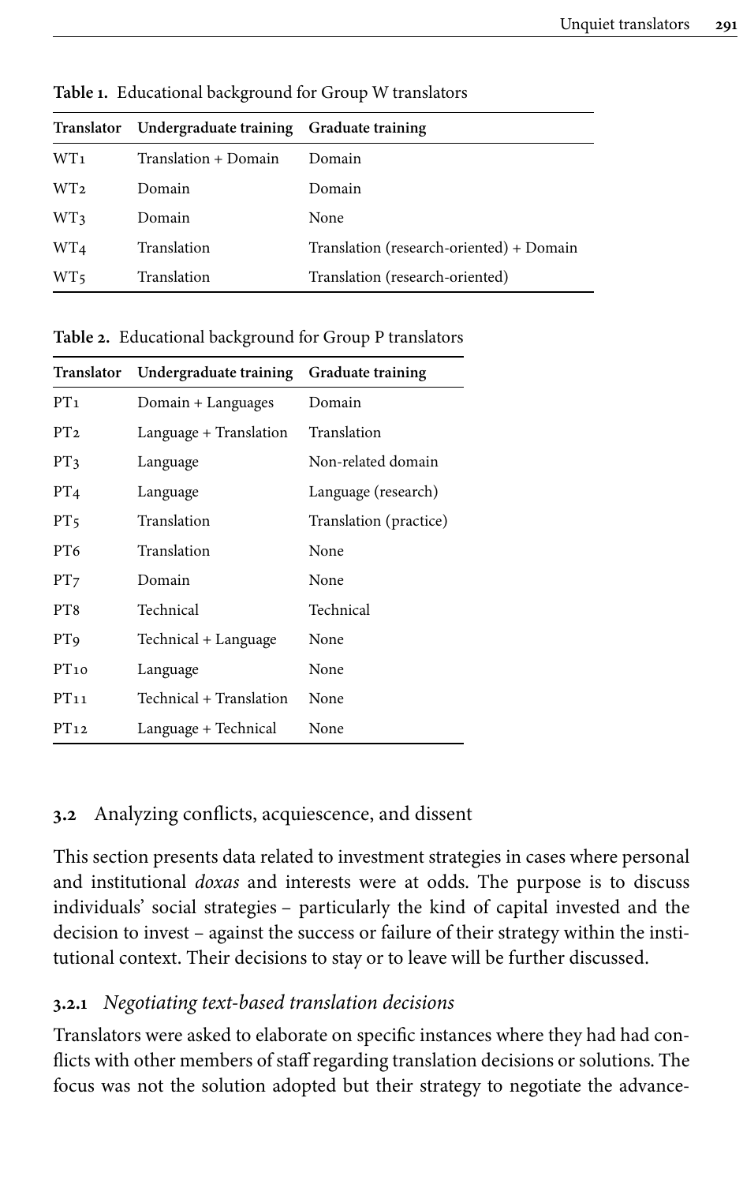**Table 1.** Educational background for Group W translators

| Translator | Undergraduate training | Graduate training |
|---|---|---|
| WT1 | Translation + Domain | Domain |
| WT2 | Domain | Domain |
| WT3 | Domain | None |
| WT4 | Translation | Translation (research-oriented) + Domain |
| WT5 | Translation | Translation (research-oriented) |

**Table 2.** Educational background for Group P translators

| Translator | Undergraduate training | Graduate training |
|---|---|---|
| PT1 | Domain + Languages | Domain |
| PT2 | Language + Translation | Translation |
| PT3 | Language | Non-related domain |
| PT4 | Language | Language (research) |
| PT5 | Translation | Translation (practice) |
| PT6 | Translation | None |
| PT7 | Domain | None |
| PT8 | Technical | Technical |
| PT9 | Technical + Language | None |
| PT10 | Language | None |
| PT11 | Technical + Translation | None |
| PT12 | Language + Technical | None |

### 3.2 Analyzing conflicts, acquiescence, and dissent

This section presents data related to investment strategies in cases where personal and institutional *doxas* and interests were at odds. The purpose is to discuss individuals' social strategies – particularly the kind of capital invested and the decision to invest – against the success or failure of their strategy within the institutional context. Their decisions to stay or to leave will be further discussed.

#### 3.2.1 *Negotiating text-based translation decisions*

Translators were asked to elaborate on specific instances where they had had conflicts with other members of staff regarding translation decisions or solutions. The focus was not the solution adopted but their strategy to negotiate the advance-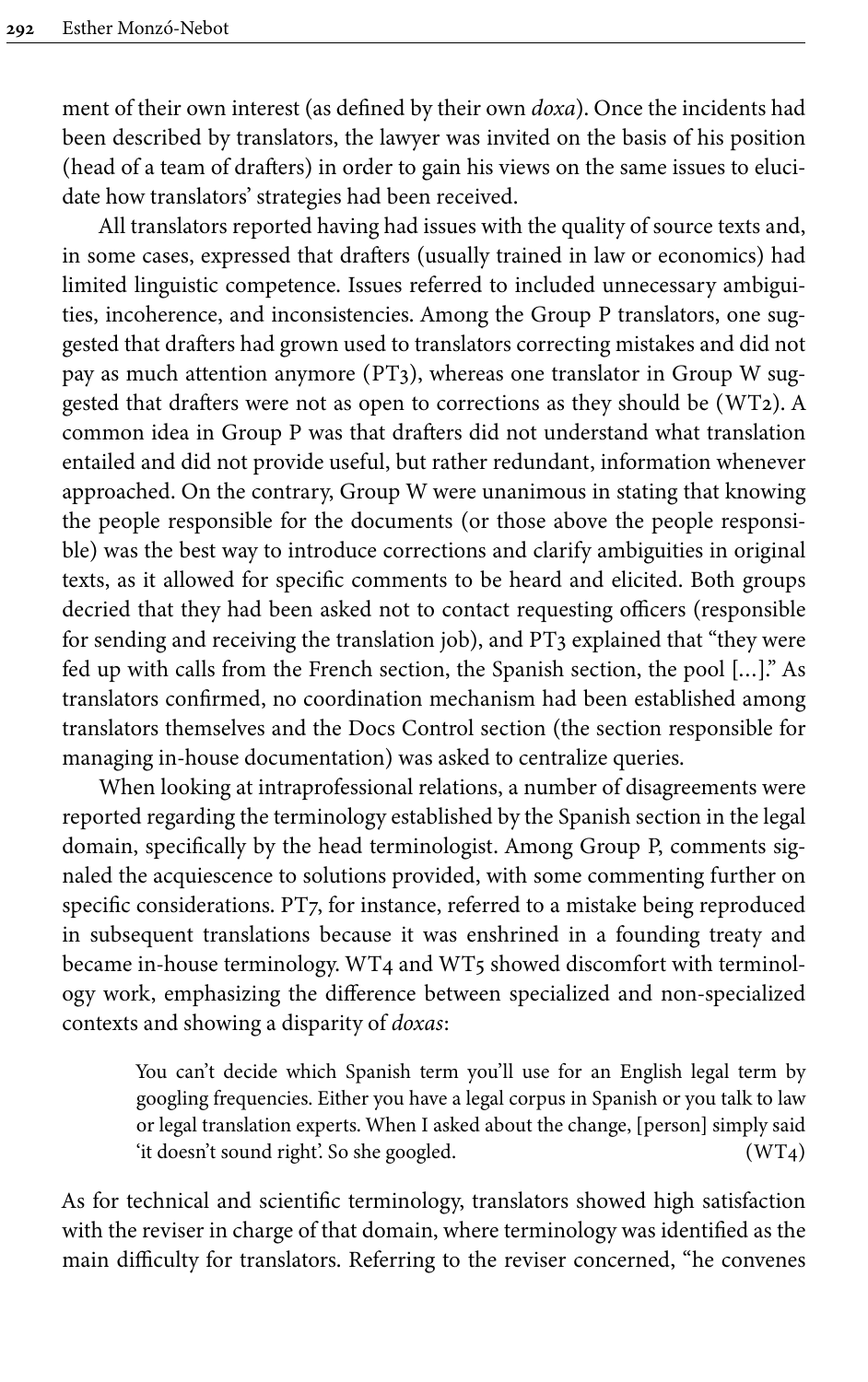ment of their own interest (as defined by their own *doxa*). Once the incidents had been described by translators, the lawyer was invited on the basis of his position (head of a team of drafters) in order to gain his views on the same issues to elucidate how translators' strategies had been received.

All translators reported having had issues with the quality of source texts and, in some cases, expressed that drafters (usually trained in law or economics) had limited linguistic competence. Issues referred to included unnecessary ambiguities, incoherence, and inconsistencies. Among the Group P translators, one suggested that drafters had grown used to translators correcting mistakes and did not pay as much attention anymore (PT3), whereas one translator in Group W suggested that drafters were not as open to corrections as they should be (WT2). A common idea in Group P was that drafters did not understand what translation entailed and did not provide useful, but rather redundant, information whenever approached. On the contrary, Group W were unanimous in stating that knowing the people responsible for the documents (or those above the people responsible) was the best way to introduce corrections and clarify ambiguities in original texts, as it allowed for specific comments to be heard and elicited. Both groups decried that they had been asked not to contact requesting officers (responsible for sending and receiving the translation job), and PT3 explained that "they were fed up with calls from the French section, the Spanish section, the pool […]." As translators confirmed, no coordination mechanism had been established among translators themselves and the Docs Control section (the section responsible for managing in-house documentation) was asked to centralize queries.

When looking at intraprofessional relations, a number of disagreements were reported regarding the terminology established by the Spanish section in the legal domain, specifically by the head terminologist. Among Group P, comments signaled the acquiescence to solutions provided, with some commenting further on specific considerations. PT7, for instance, referred to a mistake being reproduced in subsequent translations because it was enshrined in a founding treaty and became in-house terminology. WT4 and WT5 showed discomfort with terminology work, emphasizing the difference between specialized and non-specialized contexts and showing a disparity of *doxas*:

> You can't decide which Spanish term you'll use for an English legal term by googling frequencies. Either you have a legal corpus in Spanish or you talk to law or legal translation experts. When I asked about the change, [person] simply said 'it doesn't sound right'. So she googled. (WT4)

As for technical and scientific terminology, translators showed high satisfaction with the reviser in charge of that domain, where terminology was identified as the main difficulty for translators. Referring to the reviser concerned, "he convenes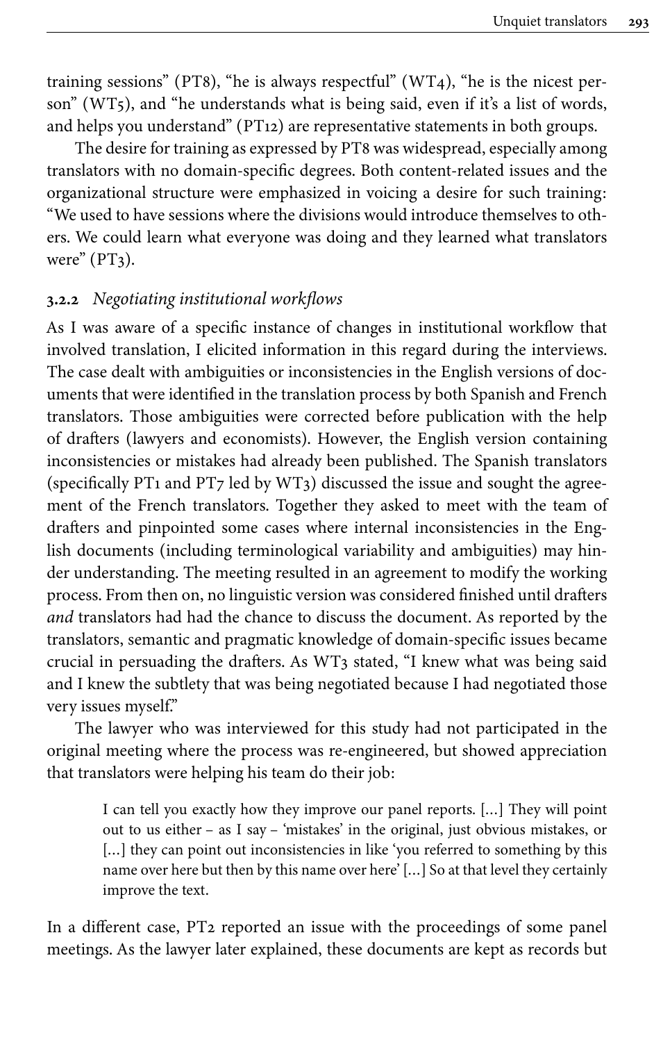training sessions" (PT8), "he is always respectful" (WT4), "he is the nicest person" (WT5), and "he understands what is being said, even if it's a list of words, and helps you understand" (PT12) are representative statements in both groups.

The desire for training as expressed by PT8 was widespread, especially among translators with no domain-specific degrees. Both content-related issues and the organizational structure were emphasized in voicing a desire for such training: "We used to have sessions where the divisions would introduce themselves to others. We could learn what everyone was doing and they learned what translators were" (PT3).

### 3.2.2 *Negotiating institutional workflows*

As I was aware of a specific instance of changes in institutional workflow that involved translation, I elicited information in this regard during the interviews. The case dealt with ambiguities or inconsistencies in the English versions of documents that were identified in the translation process by both Spanish and French translators. Those ambiguities were corrected before publication with the help of drafters (lawyers and economists). However, the English version containing inconsistencies or mistakes had already been published. The Spanish translators (specifically PT1 and PT7 led by WT3) discussed the issue and sought the agreement of the French translators. Together they asked to meet with the team of drafters and pinpointed some cases where internal inconsistencies in the English documents (including terminological variability and ambiguities) may hinder understanding. The meeting resulted in an agreement to modify the working process. From then on, no linguistic version was considered finished until drafters *and* translators had had the chance to discuss the document. As reported by the translators, semantic and pragmatic knowledge of domain-specific issues became crucial in persuading the drafters. As WT3 stated, "I knew what was being said and I knew the subtlety that was being negotiated because I had negotiated those very issues myself."

The lawyer who was interviewed for this study had not participated in the original meeting where the process was re-engineered, but showed appreciation that translators were helping his team do their job:

> I can tell you exactly how they improve our panel reports. [...] They will point out to us either – as I say – 'mistakes' in the original, just obvious mistakes, or [...] they can point out inconsistencies in like 'you referred to something by this name over here but then by this name over here' [...] So at that level they certainly improve the text.

In a different case, PT2 reported an issue with the proceedings of some panel meetings. As the lawyer later explained, these documents are kept as records but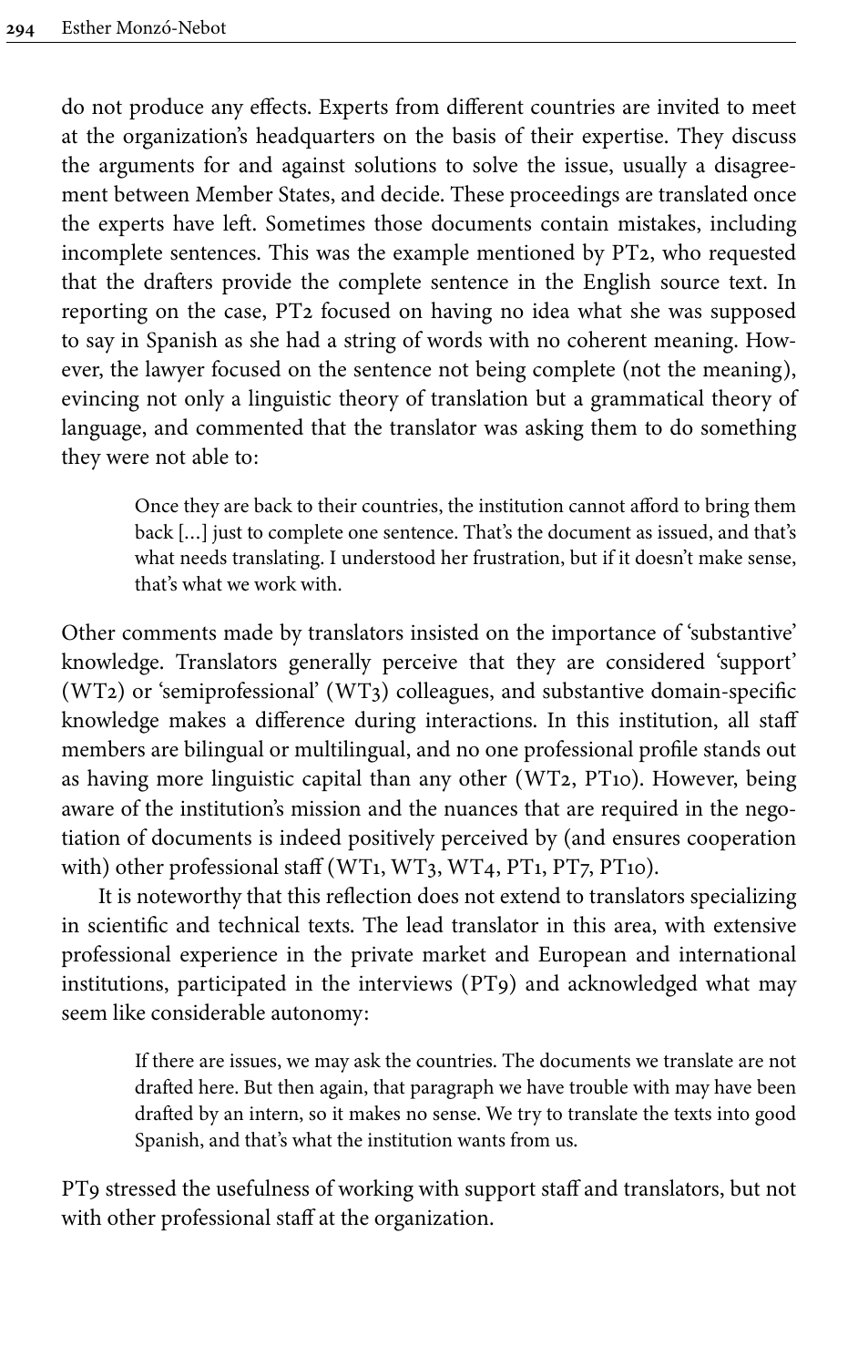do not produce any effects. Experts from different countries are invited to meet at the organization's headquarters on the basis of their expertise. They discuss the arguments for and against solutions to solve the issue, usually a disagreement between Member States, and decide. These proceedings are translated once the experts have left. Sometimes those documents contain mistakes, including incomplete sentences. This was the example mentioned by PT2, who requested that the drafters provide the complete sentence in the English source text. In reporting on the case, PT2 focused on having no idea what she was supposed to say in Spanish as she had a string of words with no coherent meaning. However, the lawyer focused on the sentence not being complete (not the meaning), evincing not only a linguistic theory of translation but a grammatical theory of language, and commented that the translator was asking them to do something they were not able to:

> Once they are back to their countries, the institution cannot afford to bring them back [...] just to complete one sentence. That's the document as issued, and that's what needs translating. I understood her frustration, but if it doesn't make sense, that's what we work with.

Other comments made by translators insisted on the importance of 'substantive' knowledge. Translators generally perceive that they are considered 'support' (WT2) or 'semiprofessional' (WT3) colleagues, and substantive domain-specific knowledge makes a difference during interactions. In this institution, all staff members are bilingual or multilingual, and no one professional profile stands out as having more linguistic capital than any other (WT2, PT10). However, being aware of the institution's mission and the nuances that are required in the negotiation of documents is indeed positively perceived by (and ensures cooperation with) other professional staff (WT1, WT3, WT4, PT1, PT7, PT10).

It is noteworthy that this reflection does not extend to translators specializing in scientific and technical texts. The lead translator in this area, with extensive professional experience in the private market and European and international institutions, participated in the interviews (PT9) and acknowledged what may seem like considerable autonomy:

> If there are issues, we may ask the countries. The documents we translate are not drafted here. But then again, that paragraph we have trouble with may have been drafted by an intern, so it makes no sense. We try to translate the texts into good Spanish, and that's what the institution wants from us.

PT9 stressed the usefulness of working with support staff and translators, but not with other professional staff at the organization.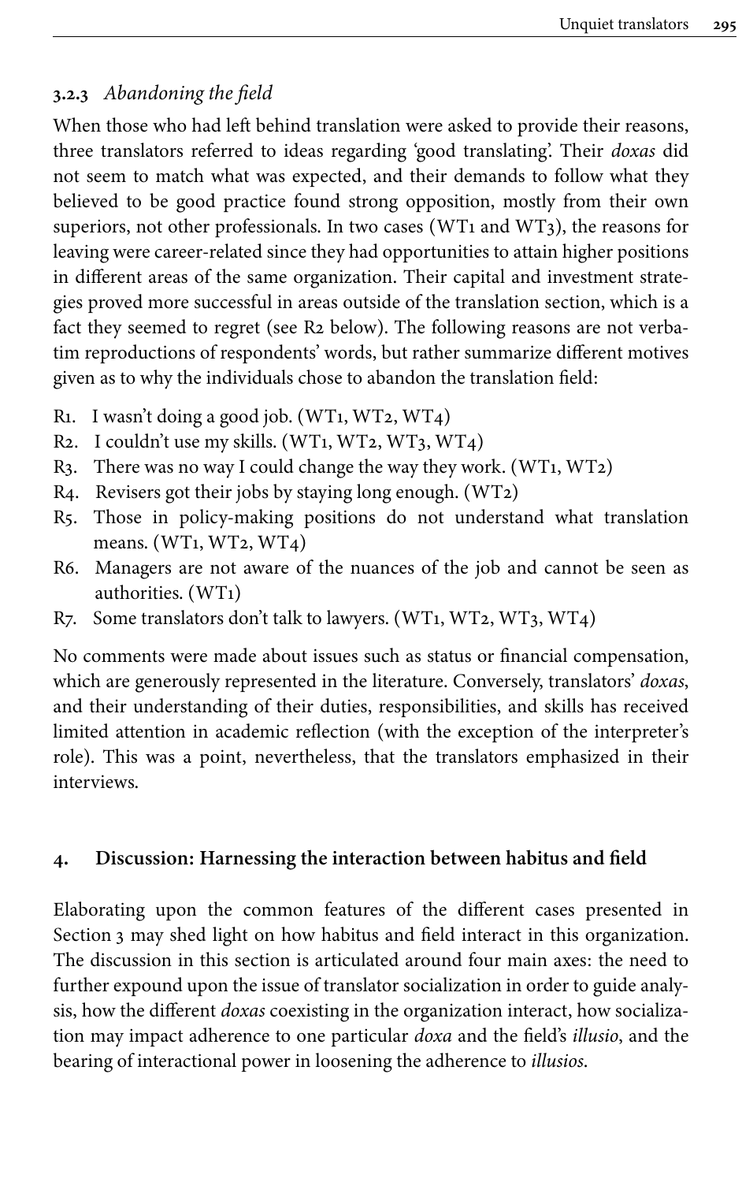### 3.2.3 *Abandoning the field*

When those who had left behind translation were asked to provide their reasons, three translators referred to ideas regarding 'good translating'. Their *doxas* did not seem to match what was expected, and their demands to follow what they believed to be good practice found strong opposition, mostly from their own superiors, not other professionals. In two cases (WT1 and WT3), the reasons for leaving were career-related since they had opportunities to attain higher positions in different areas of the same organization. Their capital and investment strategies proved more successful in areas outside of the translation section, which is a fact they seemed to regret (see R2 below). The following reasons are not verbatim reproductions of respondents' words, but rather summarize different motives given as to why the individuals chose to abandon the translation field:

- R1. I wasn't doing a good job. (WT1, WT2, WT4)
- R2. I couldn't use my skills. (WT1, WT2, WT3, WT4)
- R3. There was no way I could change the way they work. (WT1, WT2)
- R4. Revisers got their jobs by staying long enough. (WT2)
- R5. Those in policy-making positions do not understand what translation means. (WT1, WT2, WT4)
- R6. Managers are not aware of the nuances of the job and cannot be seen as authorities. (WT1)
- R7. Some translators don't talk to lawyers. (WT1, WT2, WT3, WT4)

No comments were made about issues such as status or financial compensation, which are generously represented in the literature. Conversely, translators' *doxas*, and their understanding of their duties, responsibilities, and skills has received limited attention in academic reflection (with the exception of the interpreter's role). This was a point, nevertheless, that the translators emphasized in their interviews.

## 4. Discussion: Harnessing the interaction between habitus and field

Elaborating upon the common features of the different cases presented in Section 3 may shed light on how habitus and field interact in this organization. The discussion in this section is articulated around four main axes: the need to further expound upon the issue of translator socialization in order to guide analysis, how the different *doxas* coexisting in the organization interact, how socialization may impact adherence to one particular *doxa* and the field's *illusio*, and the bearing of interactional power in loosening the adherence to *illusios*.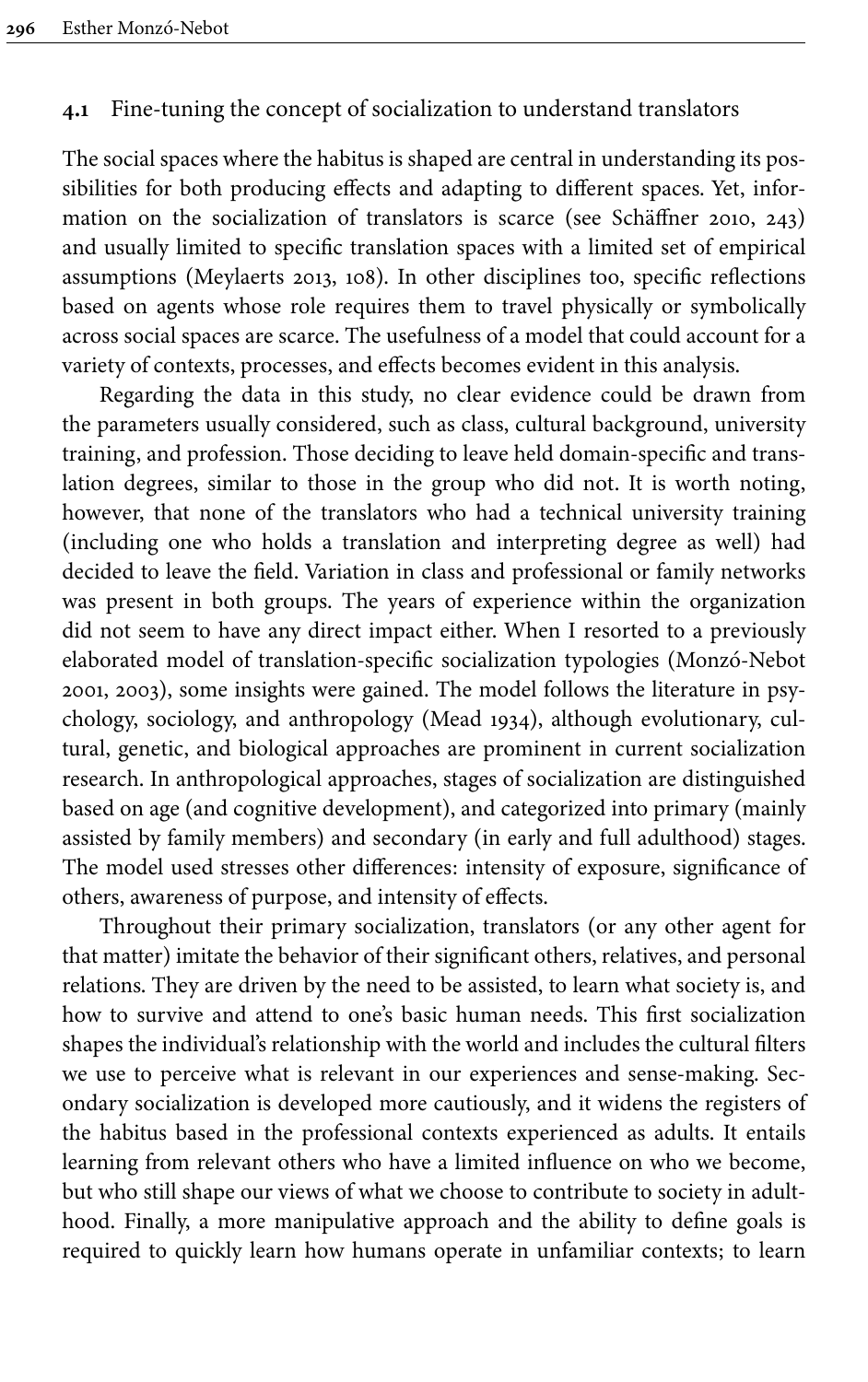### 4.1 Fine-tuning the concept of socialization to understand translators

The social spaces where the habitus is shaped are central in understanding its possibilities for both producing effects and adapting to different spaces. Yet, information on the socialization of translators is scarce (see Schäffner 2010, 243) and usually limited to specific translation spaces with a limited set of empirical assumptions (Meylaerts 2013, 108). In other disciplines too, specific reflections based on agents whose role requires them to travel physically or symbolically across social spaces are scarce. The usefulness of a model that could account for a variety of contexts, processes, and effects becomes evident in this analysis.

Regarding the data in this study, no clear evidence could be drawn from the parameters usually considered, such as class, cultural background, university training, and profession. Those deciding to leave held domain-specific and translation degrees, similar to those in the group who did not. It is worth noting, however, that none of the translators who had a technical university training (including one who holds a translation and interpreting degree as well) had decided to leave the field. Variation in class and professional or family networks was present in both groups. The years of experience within the organization did not seem to have any direct impact either. When I resorted to a previously elaborated model of translation-specific socialization typologies (Monzó-Nebot 2001, 2003), some insights were gained. The model follows the literature in psychology, sociology, and anthropology (Mead 1934), although evolutionary, cultural, genetic, and biological approaches are prominent in current socialization research. In anthropological approaches, stages of socialization are distinguished based on age (and cognitive development), and categorized into primary (mainly assisted by family members) and secondary (in early and full adulthood) stages. The model used stresses other differences: intensity of exposure, significance of others, awareness of purpose, and intensity of effects.

Throughout their primary socialization, translators (or any other agent for that matter) imitate the behavior of their significant others, relatives, and personal relations. They are driven by the need to be assisted, to learn what society is, and how to survive and attend to one's basic human needs. This first socialization shapes the individual's relationship with the world and includes the cultural filters we use to perceive what is relevant in our experiences and sense-making. Secondary socialization is developed more cautiously, and it widens the registers of the habitus based in the professional contexts experienced as adults. It entails learning from relevant others who have a limited influence on who we become, but who still shape our views of what we choose to contribute to society in adulthood. Finally, a more manipulative approach and the ability to define goals is required to quickly learn how humans operate in unfamiliar contexts; to learn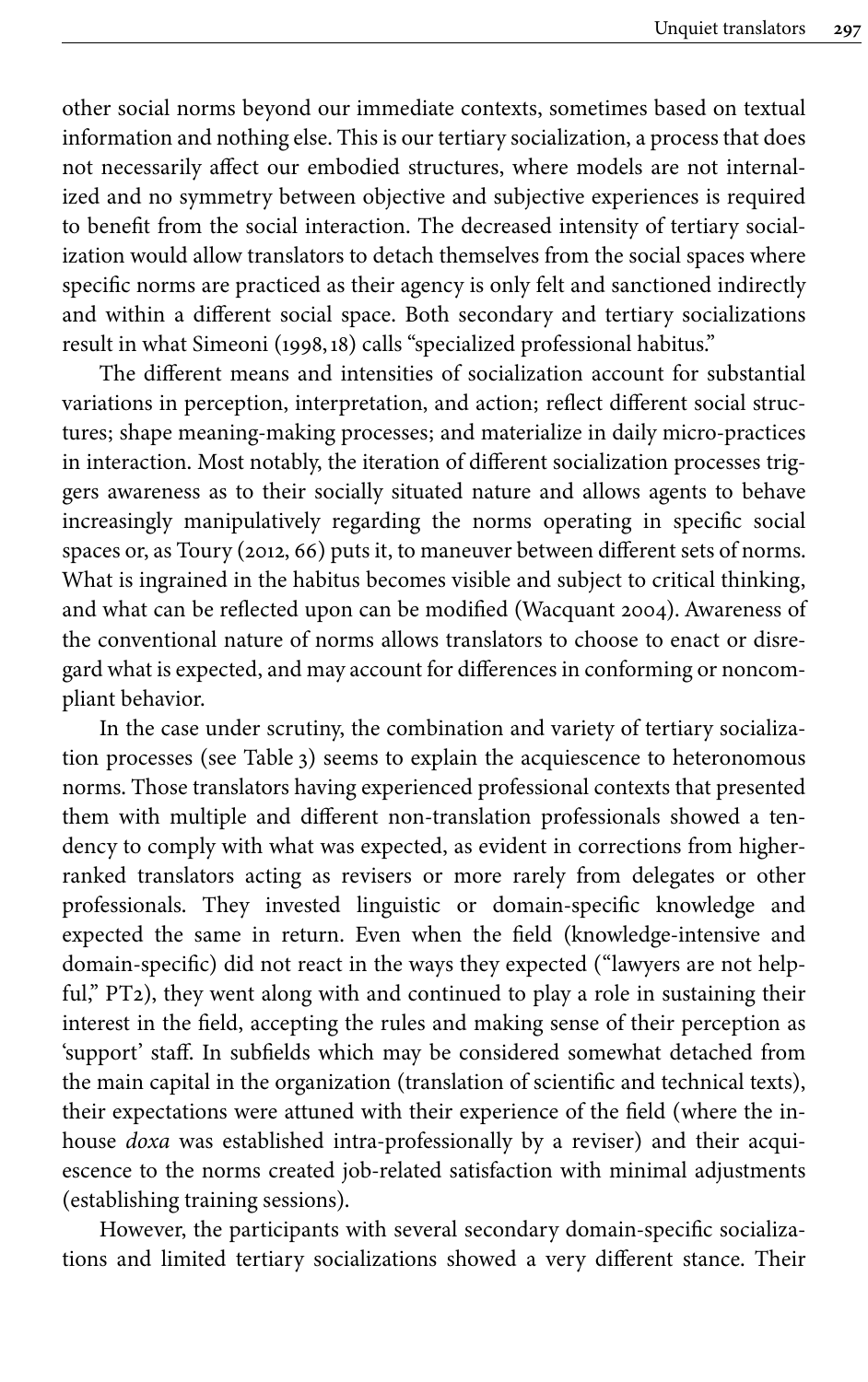other social norms beyond our immediate contexts, sometimes based on textual information and nothing else. This is our tertiary socialization, a process that does not necessarily affect our embodied structures, where models are not internalized and no symmetry between objective and subjective experiences is required to benefit from the social interaction. The decreased intensity of tertiary socialization would allow translators to detach themselves from the social spaces where specific norms are practiced as their agency is only felt and sanctioned indirectly and within a different social space. Both secondary and tertiary socializations result in what Simeoni (1998, 18) calls "specialized professional habitus."

The different means and intensities of socialization account for substantial variations in perception, interpretation, and action; reflect different social structures; shape meaning-making processes; and materialize in daily micro-practices in interaction. Most notably, the iteration of different socialization processes triggers awareness as to their socially situated nature and allows agents to behave increasingly manipulatively regarding the norms operating in specific social spaces or, as Toury (2012, 66) puts it, to maneuver between different sets of norms. What is ingrained in the habitus becomes visible and subject to critical thinking, and what can be reflected upon can be modified (Wacquant 2004). Awareness of the conventional nature of norms allows translators to choose to enact or disregard what is expected, and may account for differences in conforming or noncompliant behavior.

In the case under scrutiny, the combination and variety of tertiary socialization processes (see Table 3) seems to explain the acquiescence to heteronomous norms. Those translators having experienced professional contexts that presented them with multiple and different non-translation professionals showed a tendency to comply with what was expected, as evident in corrections from higher-ranked translators acting as revisers or more rarely from delegates or other professionals. They invested linguistic or domain-specific knowledge and expected the same in return. Even when the field (knowledge-intensive and domain-specific) did not react in the ways they expected ("lawyers are not helpful," PT2), they went along with and continued to play a role in sustaining their interest in the field, accepting the rules and making sense of their perception as 'support' staff. In subfields which may be considered somewhat detached from the main capital in the organization (translation of scientific and technical texts), their expectations were attuned with their experience of the field (where the in-house *doxa* was established intra-professionally by a reviser) and their acquiescence to the norms created job-related satisfaction with minimal adjustments (establishing training sessions).

However, the participants with several secondary domain-specific socializations and limited tertiary socializations showed a very different stance. Their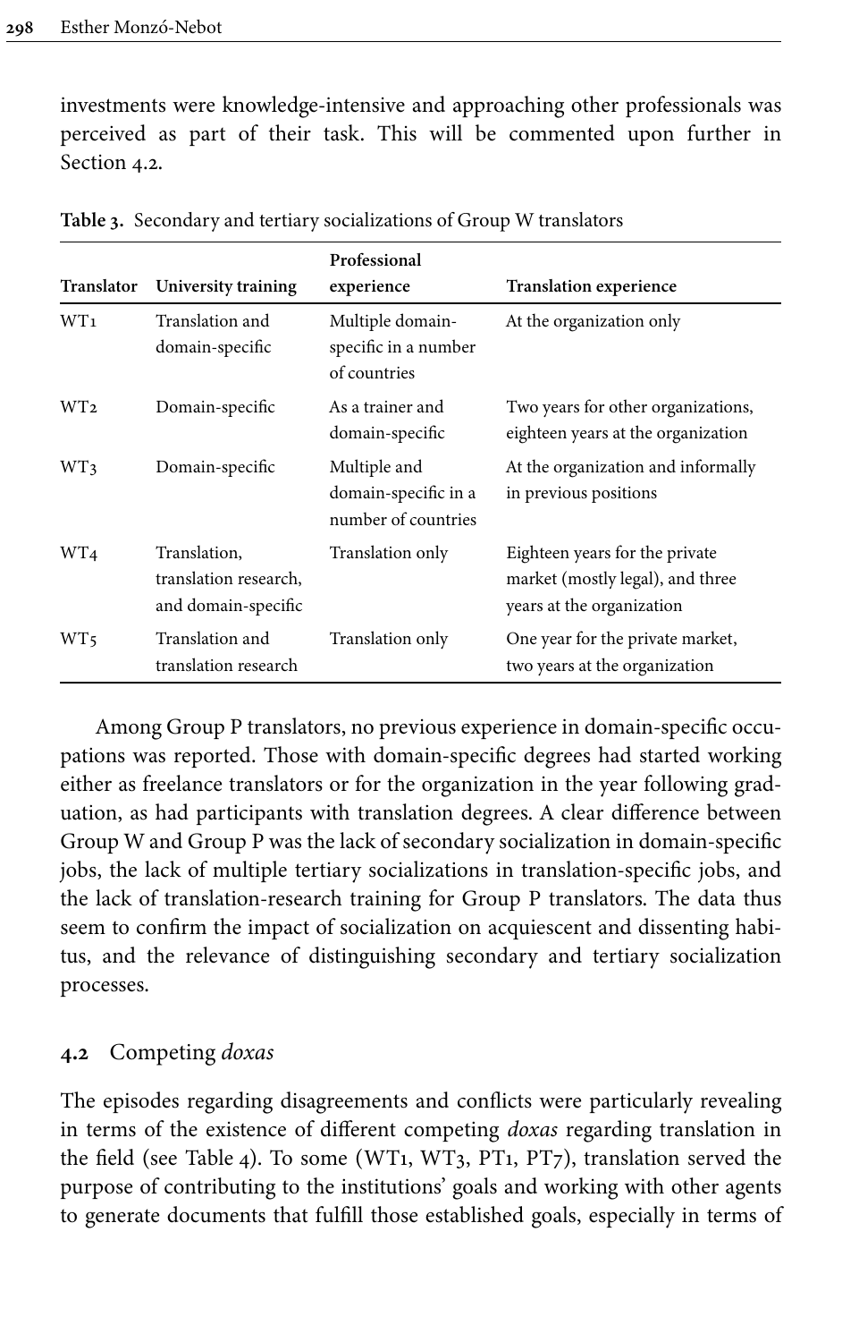investments were knowledge-intensive and approaching other professionals was perceived as part of their task. This will be commented upon further in Section 4.2.

**Table 3.** Secondary and tertiary socializations of Group W translators

| Translator | University training | Professional experience | Translation experience |
|---|---|---|---|
| WT1 | Translation and domain-specific | Multiple domain-specific in a number of countries | At the organization only |
| WT2 | Domain-specific | As a trainer and domain-specific | Two years for other organizations, eighteen years at the organization |
| WT3 | Domain-specific | Multiple and domain-specific in a number of countries | At the organization and informally in previous positions |
| WT4 | Translation, translation research, and domain-specific | Translation only | Eighteen years for the private market (mostly legal), and three years at the organization |
| WT5 | Translation and translation research | Translation only | One year for the private market, two years at the organization |

Among Group P translators, no previous experience in domain-specific occupations was reported. Those with domain-specific degrees had started working either as freelance translators or for the organization in the year following graduation, as had participants with translation degrees. A clear difference between Group W and Group P was the lack of secondary socialization in domain-specific jobs, the lack of multiple tertiary socializations in translation-specific jobs, and the lack of translation-research training for Group P translators. The data thus seem to confirm the impact of socialization on acquiescent and dissenting habitus, and the relevance of distinguishing secondary and tertiary socialization processes.

### 4.2 Competing *doxas*

The episodes regarding disagreements and conflicts were particularly revealing in terms of the existence of different competing *doxas* regarding translation in the field (see Table 4). To some (WT1, WT3, PT1, PT7), translation served the purpose of contributing to the institutions' goals and working with other agents to generate documents that fulfill those established goals, especially in terms of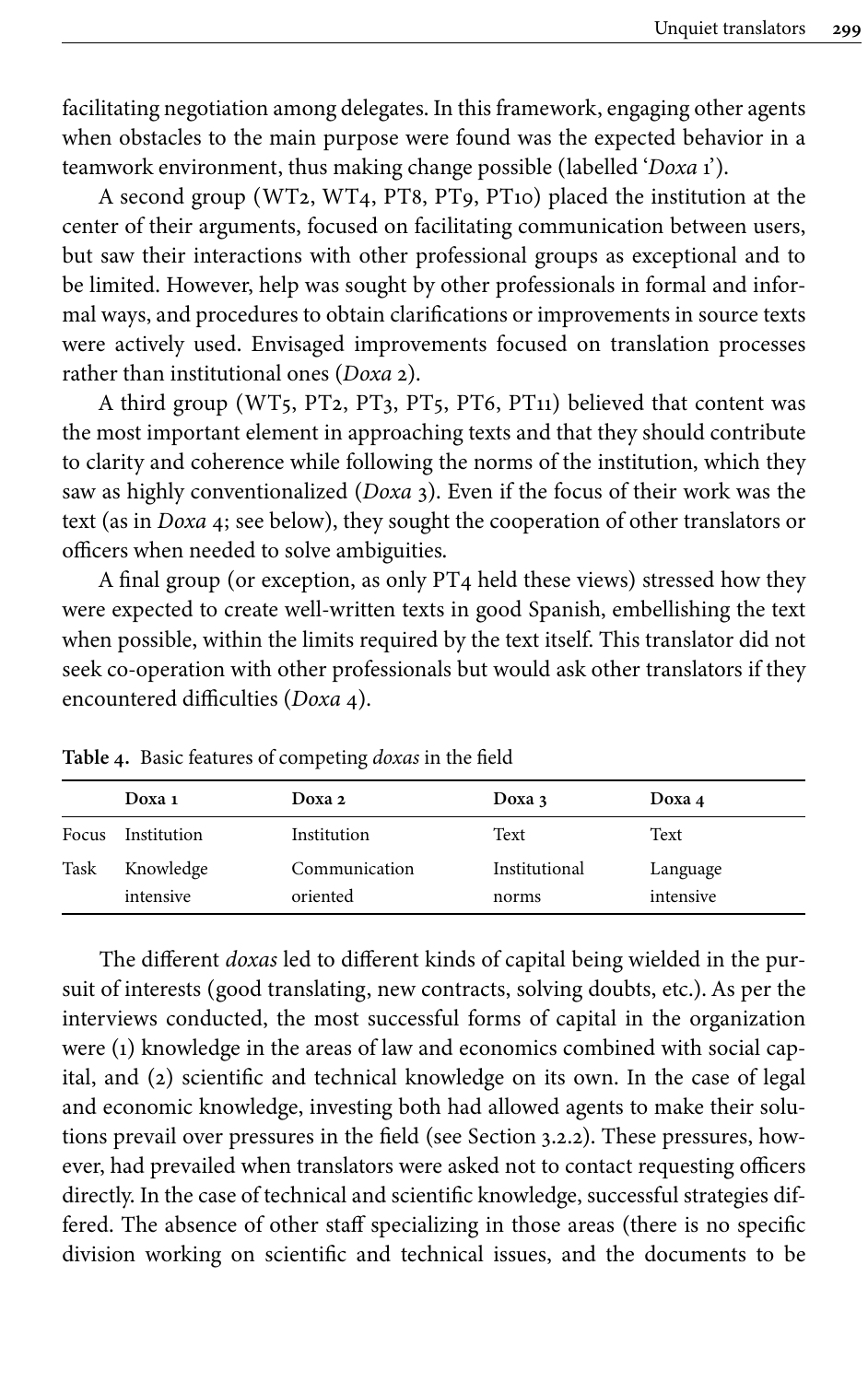facilitating negotiation among delegates. In this framework, engaging other agents when obstacles to the main purpose were found was the expected behavior in a teamwork environment, thus making change possible (labelled '*Doxa* 1').

A second group (WT2, WT4, PT8, PT9, PT10) placed the institution at the center of their arguments, focused on facilitating communication between users, but saw their interactions with other professional groups as exceptional and to be limited. However, help was sought by other professionals in formal and informal ways, and procedures to obtain clarifications or improvements in source texts were actively used. Envisaged improvements focused on translation processes rather than institutional ones (*Doxa* 2).

A third group (WT5, PT2, PT3, PT5, PT6, PT11) believed that content was the most important element in approaching texts and that they should contribute to clarity and coherence while following the norms of the institution, which they saw as highly conventionalized (*Doxa* 3). Even if the focus of their work was the text (as in *Doxa* 4; see below), they sought the cooperation of other translators or officers when needed to solve ambiguities.

A final group (or exception, as only PT4 held these views) stressed how they were expected to create well-written texts in good Spanish, embellishing the text when possible, within the limits required by the text itself. This translator did not seek co-operation with other professionals but would ask other translators if they encountered difficulties (*Doxa* 4).

**Table 4.** Basic features of competing *doxas* in the field

| | Doxa 1 | Doxa 2 | Doxa 3 | Doxa 4 |
|---|---|---|---|---|
| Focus | Institution | Institution | Text | Text |
| Task | Knowledge intensive | Communication oriented | Institutional norms | Language intensive |

The different *doxas* led to different kinds of capital being wielded in the pursuit of interests (good translating, new contracts, solving doubts, etc.). As per the interviews conducted, the most successful forms of capital in the organization were (1) knowledge in the areas of law and economics combined with social capital, and (2) scientific and technical knowledge on its own. In the case of legal and economic knowledge, investing both had allowed agents to make their solutions prevail over pressures in the field (see Section 3.2.2). These pressures, however, had prevailed when translators were asked not to contact requesting officers directly. In the case of technical and scientific knowledge, successful strategies differed. The absence of other staff specializing in those areas (there is no specific division working on scientific and technical issues, and the documents to be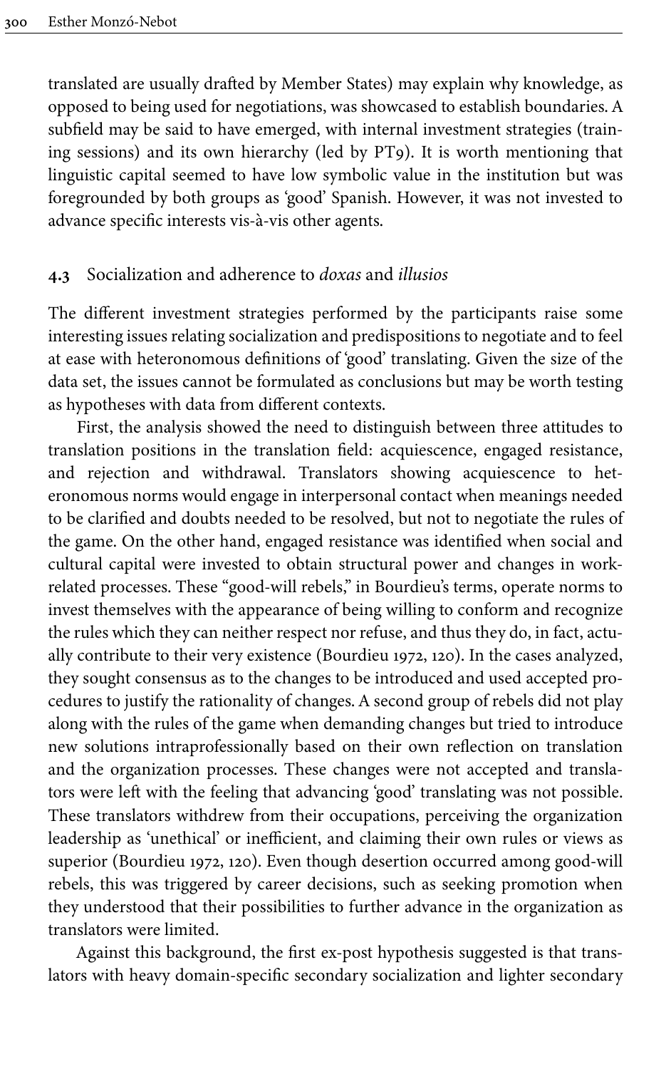translated are usually drafted by Member States) may explain why knowledge, as opposed to being used for negotiations, was showcased to establish boundaries. A subfield may be said to have emerged, with internal investment strategies (training sessions) and its own hierarchy (led by PT9). It is worth mentioning that linguistic capital seemed to have low symbolic value in the institution but was foregrounded by both groups as 'good' Spanish. However, it was not invested to advance specific interests vis-à-vis other agents.

### 4.3 Socialization and adherence to *doxas* and *illusios*

The different investment strategies performed by the participants raise some interesting issues relating socialization and predispositions to negotiate and to feel at ease with heteronomous definitions of 'good' translating. Given the size of the data set, the issues cannot be formulated as conclusions but may be worth testing as hypotheses with data from different contexts.

First, the analysis showed the need to distinguish between three attitudes to translation positions in the translation field: acquiescence, engaged resistance, and rejection and withdrawal. Translators showing acquiescence to heteronomous norms would engage in interpersonal contact when meanings needed to be clarified and doubts needed to be resolved, but not to negotiate the rules of the game. On the other hand, engaged resistance was identified when social and cultural capital were invested to obtain structural power and changes in work-related processes. These "good-will rebels," in Bourdieu's terms, operate norms to invest themselves with the appearance of being willing to conform and recognize the rules which they can neither respect nor refuse, and thus they do, in fact, actually contribute to their very existence (Bourdieu 1972, 120). In the cases analyzed, they sought consensus as to the changes to be introduced and used accepted procedures to justify the rationality of changes. A second group of rebels did not play along with the rules of the game when demanding changes but tried to introduce new solutions intraprofessionally based on their own reflection on translation and the organization processes. These changes were not accepted and translators were left with the feeling that advancing 'good' translating was not possible. These translators withdrew from their occupations, perceiving the organization leadership as 'unethical' or inefficient, and claiming their own rules or views as superior (Bourdieu 1972, 120). Even though desertion occurred among good-will rebels, this was triggered by career decisions, such as seeking promotion when they understood that their possibilities to further advance in the organization as translators were limited.

Against this background, the first ex-post hypothesis suggested is that translators with heavy domain-specific secondary socialization and lighter secondary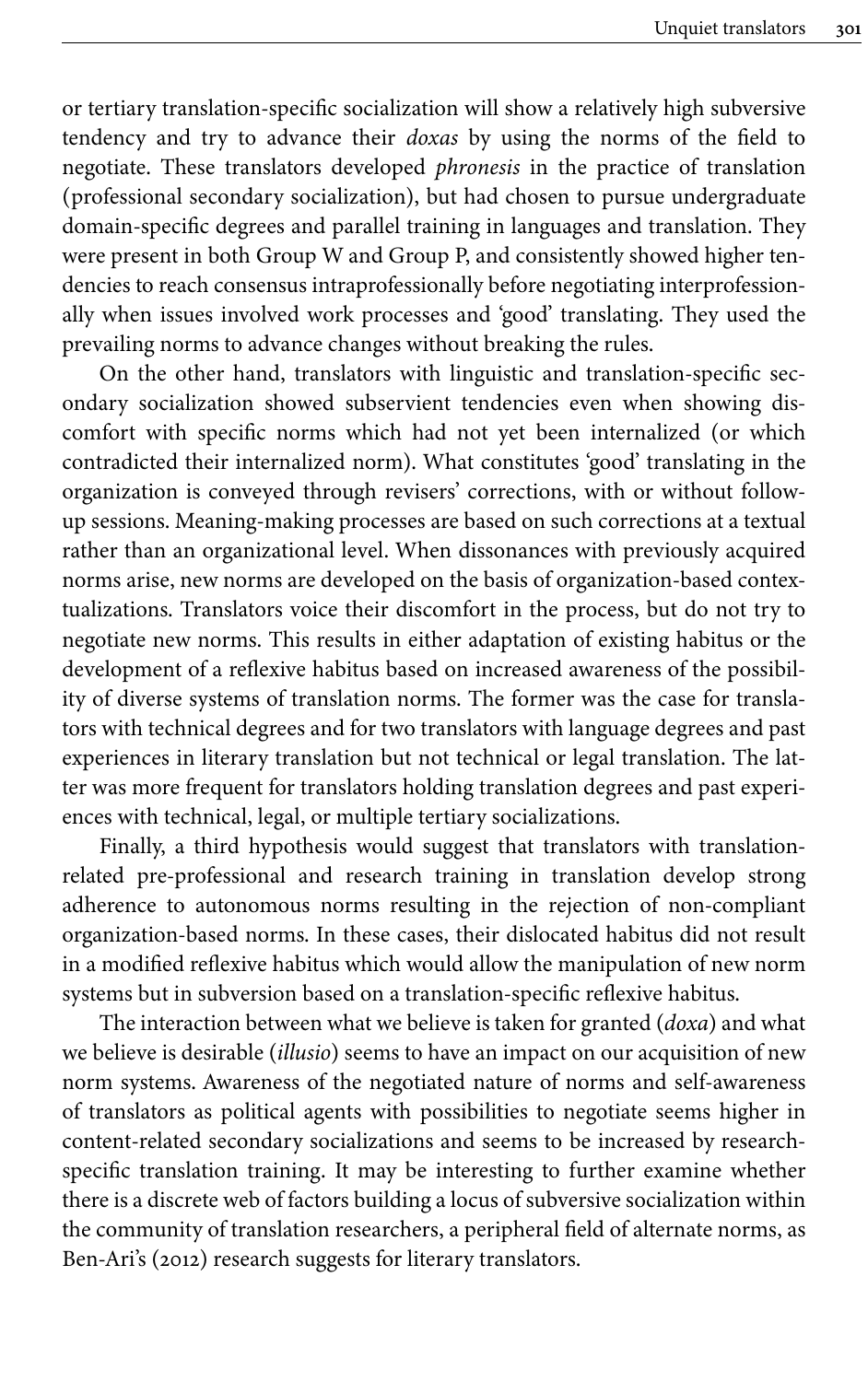or tertiary translation-specific socialization will show a relatively high subversive tendency and try to advance their *doxas* by using the norms of the field to negotiate. These translators developed *phronesis* in the practice of translation (professional secondary socialization), but had chosen to pursue undergraduate domain-specific degrees and parallel training in languages and translation. They were present in both Group W and Group P, and consistently showed higher tendencies to reach consensus intraprofessionally before negotiating interprofessionally when issues involved work processes and 'good' translating. They used the prevailing norms to advance changes without breaking the rules.

On the other hand, translators with linguistic and translation-specific secondary socialization showed subservient tendencies even when showing discomfort with specific norms which had not yet been internalized (or which contradicted their internalized norm). What constitutes 'good' translating in the organization is conveyed through revisers' corrections, with or without follow-up sessions. Meaning-making processes are based on such corrections at a textual rather than an organizational level. When dissonances with previously acquired norms arise, new norms are developed on the basis of organization-based contextualizations. Translators voice their discomfort in the process, but do not try to negotiate new norms. This results in either adaptation of existing habitus or the development of a reflexive habitus based on increased awareness of the possibility of diverse systems of translation norms. The former was the case for translators with technical degrees and for two translators with language degrees and past experiences in literary translation but not technical or legal translation. The latter was more frequent for translators holding translation degrees and past experiences with technical, legal, or multiple tertiary socializations.

Finally, a third hypothesis would suggest that translators with translation-related pre-professional and research training in translation develop strong adherence to autonomous norms resulting in the rejection of non-compliant organization-based norms. In these cases, their dislocated habitus did not result in a modified reflexive habitus which would allow the manipulation of new norm systems but in subversion based on a translation-specific reflexive habitus.

The interaction between what we believe is taken for granted (*doxa*) and what we believe is desirable (*illusio*) seems to have an impact on our acquisition of new norm systems. Awareness of the negotiated nature of norms and self-awareness of translators as political agents with possibilities to negotiate seems higher in content-related secondary socializations and seems to be increased by research-specific translation training. It may be interesting to further examine whether there is a discrete web of factors building a locus of subversive socialization within the community of translation researchers, a peripheral field of alternate norms, as Ben-Ari's (2012) research suggests for literary translators.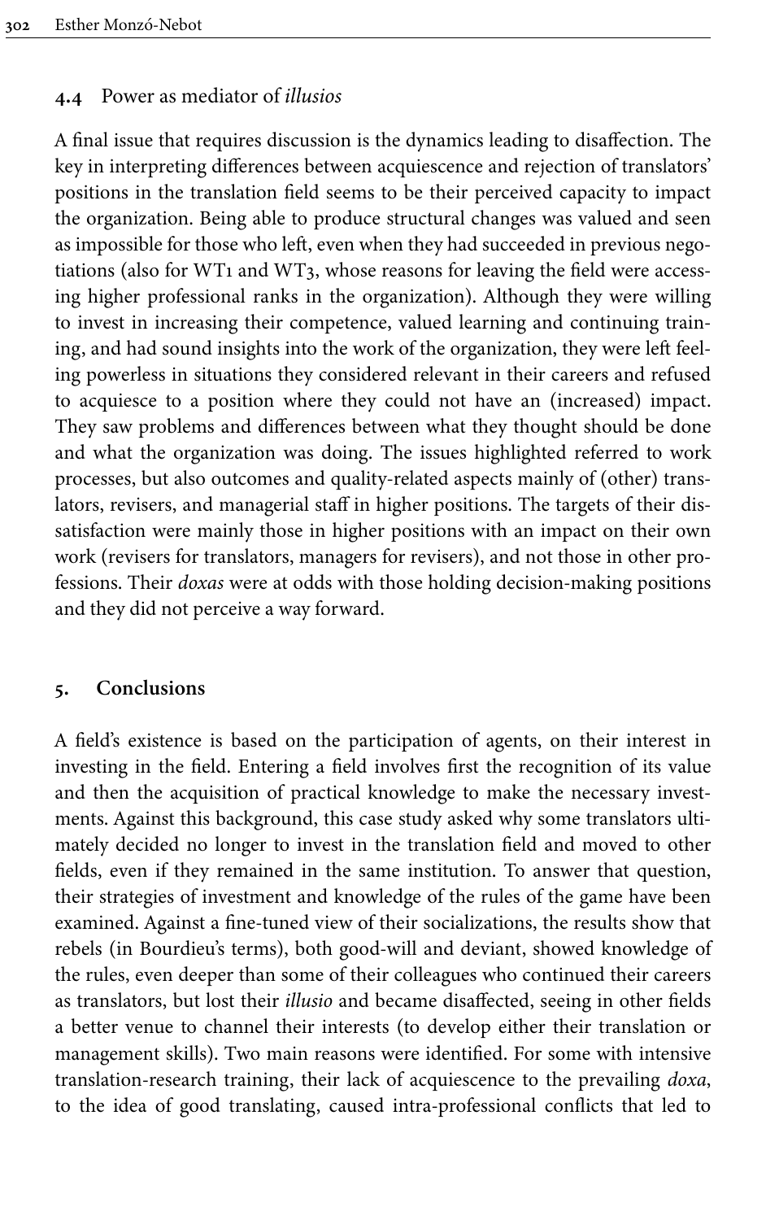### 4.4 Power as mediator of *illusios*

A final issue that requires discussion is the dynamics leading to disaffection. The key in interpreting differences between acquiescence and rejection of translators' positions in the translation field seems to be their perceived capacity to impact the organization. Being able to produce structural changes was valued and seen as impossible for those who left, even when they had succeeded in previous negotiations (also for WT1 and WT3, whose reasons for leaving the field were accessing higher professional ranks in the organization). Although they were willing to invest in increasing their competence, valued learning and continuing training, and had sound insights into the work of the organization, they were left feeling powerless in situations they considered relevant in their careers and refused to acquiesce to a position where they could not have an (increased) impact. They saw problems and differences between what they thought should be done and what the organization was doing. The issues highlighted referred to work processes, but also outcomes and quality-related aspects mainly of (other) translators, revisers, and managerial staff in higher positions. The targets of their dissatisfaction were mainly those in higher positions with an impact on their own work (revisers for translators, managers for revisers), and not those in other professions. Their *doxas* were at odds with those holding decision-making positions and they did not perceive a way forward.

## 5. Conclusions

A field's existence is based on the participation of agents, on their interest in investing in the field. Entering a field involves first the recognition of its value and then the acquisition of practical knowledge to make the necessary investments. Against this background, this case study asked why some translators ultimately decided no longer to invest in the translation field and moved to other fields, even if they remained in the same institution. To answer that question, their strategies of investment and knowledge of the rules of the game have been examined. Against a fine-tuned view of their socializations, the results show that rebels (in Bourdieu's terms), both good-will and deviant, showed knowledge of the rules, even deeper than some of their colleagues who continued their careers as translators, but lost their *illusio* and became disaffected, seeing in other fields a better venue to channel their interests (to develop either their translation or management skills). Two main reasons were identified. For some with intensive translation-research training, their lack of acquiescence to the prevailing *doxa*, to the idea of good translating, caused intra-professional conflicts that led to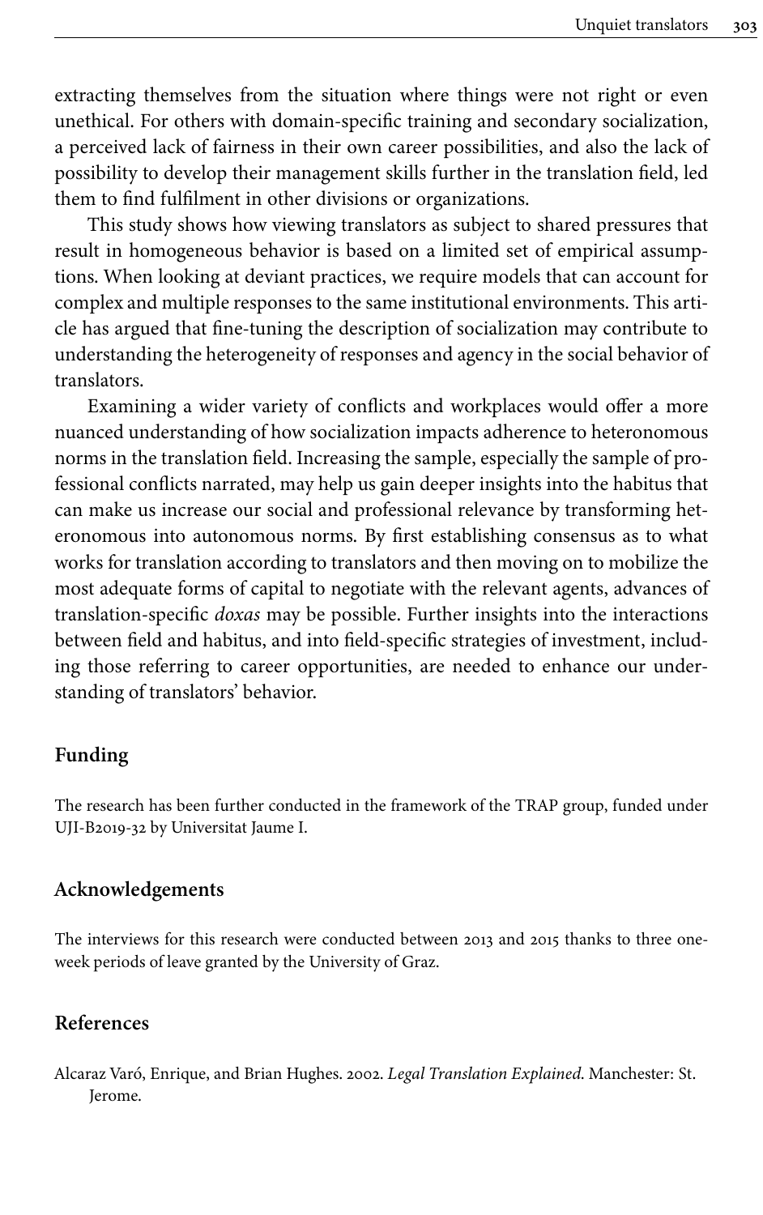extracting themselves from the situation where things were not right or even unethical. For others with domain-specific training and secondary socialization, a perceived lack of fairness in their own career possibilities, and also the lack of possibility to develop their management skills further in the translation field, led them to find fulfilment in other divisions or organizations.

This study shows how viewing translators as subject to shared pressures that result in homogeneous behavior is based on a limited set of empirical assumptions. When looking at deviant practices, we require models that can account for complex and multiple responses to the same institutional environments. This article has argued that fine-tuning the description of socialization may contribute to understanding the heterogeneity of responses and agency in the social behavior of translators.

Examining a wider variety of conflicts and workplaces would offer a more nuanced understanding of how socialization impacts adherence to heteronomous norms in the translation field. Increasing the sample, especially the sample of professional conflicts narrated, may help us gain deeper insights into the habitus that can make us increase our social and professional relevance by transforming heteronomous into autonomous norms. By first establishing consensus as to what works for translation according to translators and then moving on to mobilize the most adequate forms of capital to negotiate with the relevant agents, advances of translation-specific *doxas* may be possible. Further insights into the interactions between field and habitus, and into field-specific strategies of investment, including those referring to career opportunities, are needed to enhance our understanding of translators' behavior.

## Funding

The research has been further conducted in the framework of the TRAP group, funded under UJI-B2019-32 by Universitat Jaume I.

## Acknowledgements

The interviews for this research were conducted between 2013 and 2015 thanks to three one-week periods of leave granted by the University of Graz.

## References

Alcaraz Varó, Enrique, and Brian Hughes. 2002. *Legal Translation Explained*. Manchester: St. Jerome.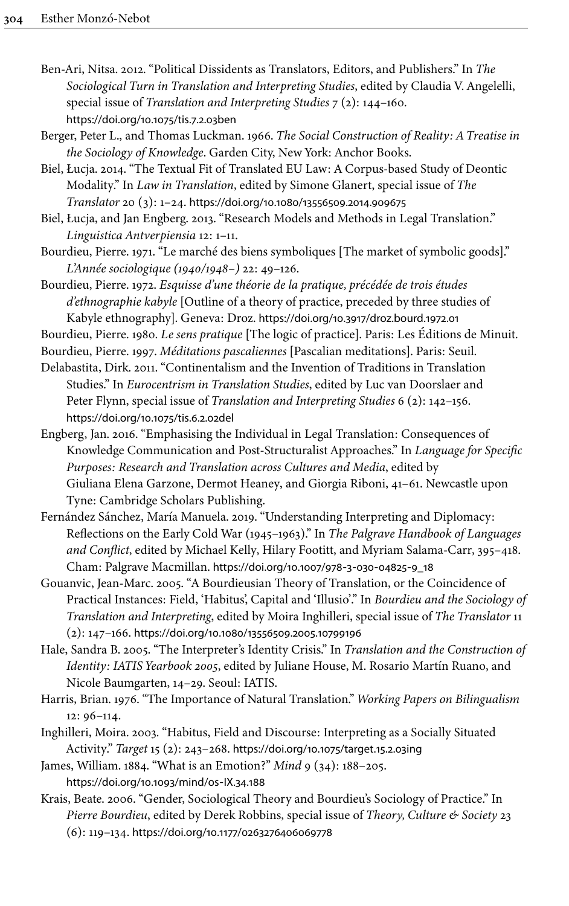Ben-Ari, Nitsa. 2012. "Political Dissidents as Translators, Editors, and Publishers." In *The Sociological Turn in Translation and Interpreting Studies*, edited by Claudia V. Angelelli, special issue of *Translation and Interpreting Studies* 7 (2): 144–160. https://doi.org/10.1075/tis.7.2.03ben

Berger, Peter L., and Thomas Luckman. 1966. *The Social Construction of Reality: A Treatise in the Sociology of Knowledge*. Garden City, New York: Anchor Books.

Biel, Łucja. 2014. "The Textual Fit of Translated EU Law: A Corpus-based Study of Deontic Modality." In *Law in Translation*, edited by Simone Glanert, special issue of *The Translator* 20 (3): 1–24. https://doi.org/10.1080/13556509.2014.909675

Biel, Łucja, and Jan Engberg. 2013. "Research Models and Methods in Legal Translation." *Linguistica Antverpiensia* 12: 1–11.

Bourdieu, Pierre. 1971. "Le marché des biens symboliques [The market of symbolic goods]." *L'Année sociologique (1940/1948–)* 22: 49–126.

Bourdieu, Pierre. 1972. *Esquisse d'une théorie de la pratique, précédée de trois études d'ethnographie kabyle* [Outline of a theory of practice, preceded by three studies of Kabyle ethnography]. Geneva: Droz. https://doi.org/10.3917/droz.bourd.1972.01

Bourdieu, Pierre. 1980. *Le sens pratique* [The logic of practice]. Paris: Les Éditions de Minuit.

Bourdieu, Pierre. 1997. *Méditations pascaliennes* [Pascalian meditations]. Paris: Seuil.

Delabastita, Dirk. 2011. "Continentalism and the Invention of Traditions in Translation Studies." In *Eurocentrism in Translation Studies*, edited by Luc van Doorslaer and Peter Flynn, special issue of *Translation and Interpreting Studies* 6 (2): 142–156. https://doi.org/10.1075/tis.6.2.02del

Engberg, Jan. 2016. "Emphasising the Individual in Legal Translation: Consequences of Knowledge Communication and Post-Structuralist Approaches." In *Language for Specific Purposes: Research and Translation across Cultures and Media*, edited by Giuliana Elena Garzone, Dermot Heaney, and Giorgia Riboni, 41–61. Newcastle upon Tyne: Cambridge Scholars Publishing.

Fernández Sánchez, María Manuela. 2019. "Understanding Interpreting and Diplomacy: Reflections on the Early Cold War (1945–1963)." In *The Palgrave Handbook of Languages and Conflict*, edited by Michael Kelly, Hilary Footitt, and Myriam Salama-Carr, 395–418. Cham: Palgrave Macmillan. https://doi.org/10.1007/978-3-030-04825-9_18

Gouanvic, Jean-Marc. 2005. "A Bourdieusian Theory of Translation, or the Coincidence of Practical Instances: Field, 'Habitus', Capital and 'Illusio'." In *Bourdieu and the Sociology of Translation and Interpreting*, edited by Moira Inghilleri, special issue of *The Translator* 11 (2): 147–166. https://doi.org/10.1080/13556509.2005.10799196

Hale, Sandra B. 2005. "The Interpreter's Identity Crisis." In *Translation and the Construction of Identity: IATIS Yearbook 2005*, edited by Juliane House, M. Rosario Martín Ruano, and Nicole Baumgarten, 14–29. Seoul: IATIS.

Harris, Brian. 1976. "The Importance of Natural Translation." *Working Papers on Bilingualism* 12: 96–114.

Inghilleri, Moira. 2003. "Habitus, Field and Discourse: Interpreting as a Socially Situated Activity." *Target* 15 (2): 243–268. https://doi.org/10.1075/target.15.2.03ing

James, William. 1884. "What is an Emotion?" *Mind* 9 (34): 188–205. https://doi.org/10.1093/mind/os-IX.34.188

Krais, Beate. 2006. "Gender, Sociological Theory and Bourdieu's Sociology of Practice." In *Pierre Bourdieu*, edited by Derek Robbins, special issue of *Theory, Culture & Society* 23 (6): 119–134. https://doi.org/10.1177/0263276406069778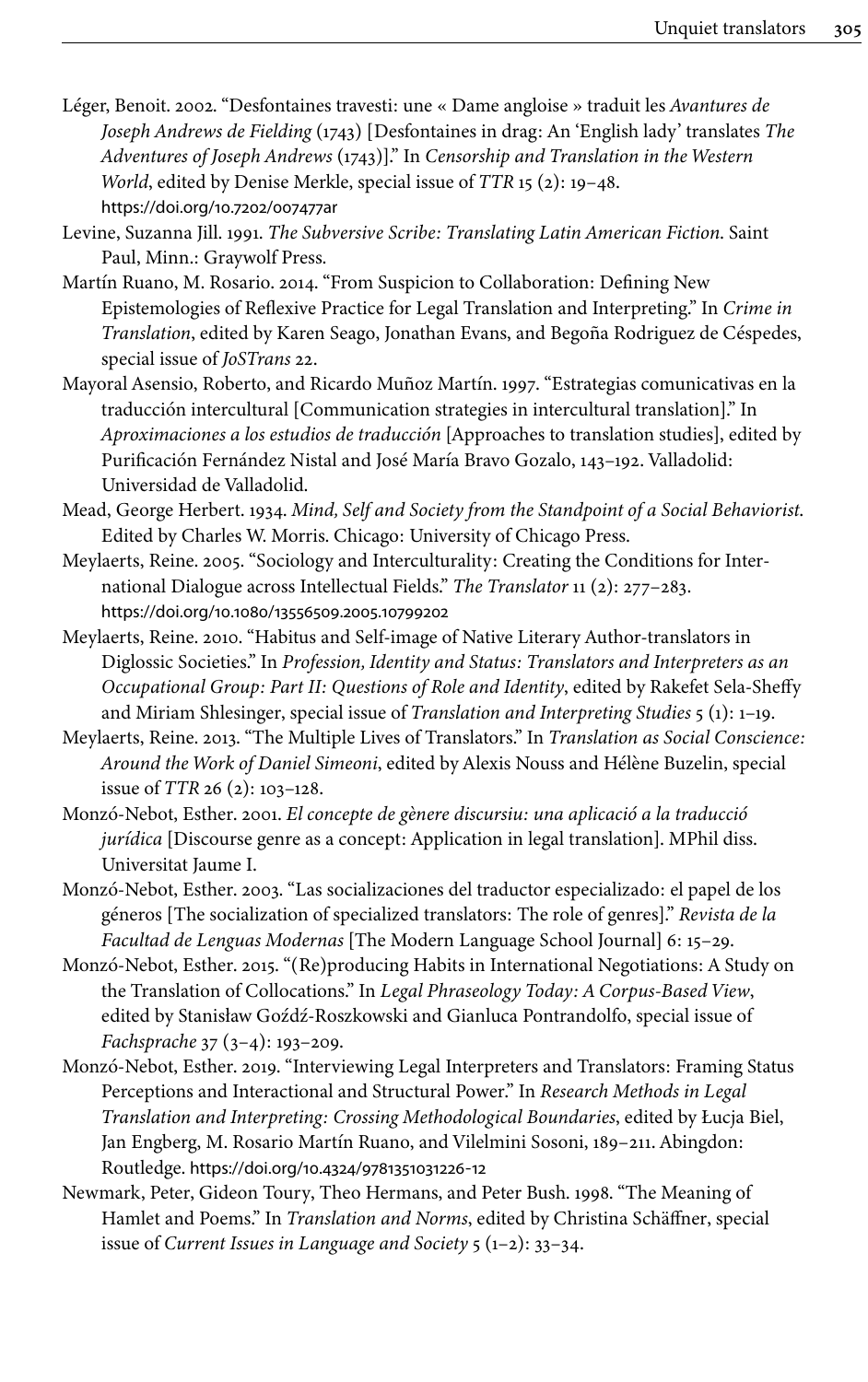Léger, Benoit. 2002. "Desfontaines travesti: une « Dame angloise » traduit les *Avantures de Joseph Andrews de Fielding* (1743) [Desfontaines in drag: An 'English lady' translates *The Adventures of Joseph Andrews* (1743)]." In *Censorship and Translation in the Western World*, edited by Denise Merkle, special issue of *TTR* 15 (2): 19–48. https://doi.org/10.7202/007477ar

Levine, Suzanna Jill. 1991. *The Subversive Scribe: Translating Latin American Fiction*. Saint Paul, Minn.: Graywolf Press.

Martín Ruano, M. Rosario. 2014. "From Suspicion to Collaboration: Defining New Epistemologies of Reflexive Practice for Legal Translation and Interpreting." In *Crime in Translation*, edited by Karen Seago, Jonathan Evans, and Begoña Rodriguez de Céspedes, special issue of *JoSTrans* 22.

Mayoral Asensio, Roberto, and Ricardo Muñoz Martín. 1997. "Estrategias comunicativas en la traducción intercultural [Communication strategies in intercultural translation]." In *Aproximaciones a los estudios de traducción* [Approaches to translation studies], edited by Purificación Fernández Nistal and José María Bravo Gozalo, 143–192. Valladolid: Universidad de Valladolid.

Mead, George Herbert. 1934. *Mind, Self and Society from the Standpoint of a Social Behaviorist*. Edited by Charles W. Morris. Chicago: University of Chicago Press.

Meylaerts, Reine. 2005. "Sociology and Interculturality: Creating the Conditions for International Dialogue across Intellectual Fields." *The Translator* 11 (2): 277–283. https://doi.org/10.1080/13556509.2005.10799202

Meylaerts, Reine. 2010. "Habitus and Self-image of Native Literary Author-translators in Diglossic Societies." In *Profession, Identity and Status: Translators and Interpreters as an Occupational Group: Part II: Questions of Role and Identity*, edited by Rakefet Sela-Sheffy and Miriam Shlesinger, special issue of *Translation and Interpreting Studies* 5 (1): 1–19.

Meylaerts, Reine. 2013. "The Multiple Lives of Translators." In *Translation as Social Conscience: Around the Work of Daniel Simeoni*, edited by Alexis Nouss and Hélène Buzelin, special issue of *TTR* 26 (2): 103–128.

Monzó-Nebot, Esther. 2001. *El concepte de gènere discursiu: una aplicació a la traducció jurídica* [Discourse genre as a concept: Application in legal translation]. MPhil diss. Universitat Jaume I.

Monzó-Nebot, Esther. 2003. "Las socializaciones del traductor especializado: el papel de los géneros [The socialization of specialized translators: The role of genres]." *Revista de la Facultad de Lenguas Modernas* [The Modern Language School Journal] 6: 15–29.

Monzó-Nebot, Esther. 2015. "(Re)producing Habits in International Negotiations: A Study on the Translation of Collocations." In *Legal Phraseology Today: A Corpus-Based View*, edited by Stanisław Goźdź-Roszkowski and Gianluca Pontrandolfo, special issue of *Fachsprache* 37 (3–4): 193–209.

Monzó-Nebot, Esther. 2019. "Interviewing Legal Interpreters and Translators: Framing Status Perceptions and Interactional and Structural Power." In *Research Methods in Legal Translation and Interpreting: Crossing Methodological Boundaries*, edited by Łucja Biel, Jan Engberg, M. Rosario Martín Ruano, and Vilelmini Sosoni, 189–211. Abingdon: Routledge. https://doi.org/10.4324/9781351031226-12

Newmark, Peter, Gideon Toury, Theo Hermans, and Peter Bush. 1998. "The Meaning of Hamlet and Poems." In *Translation and Norms*, edited by Christina Schäffner, special issue of *Current Issues in Language and Society* 5 (1–2): 33–34.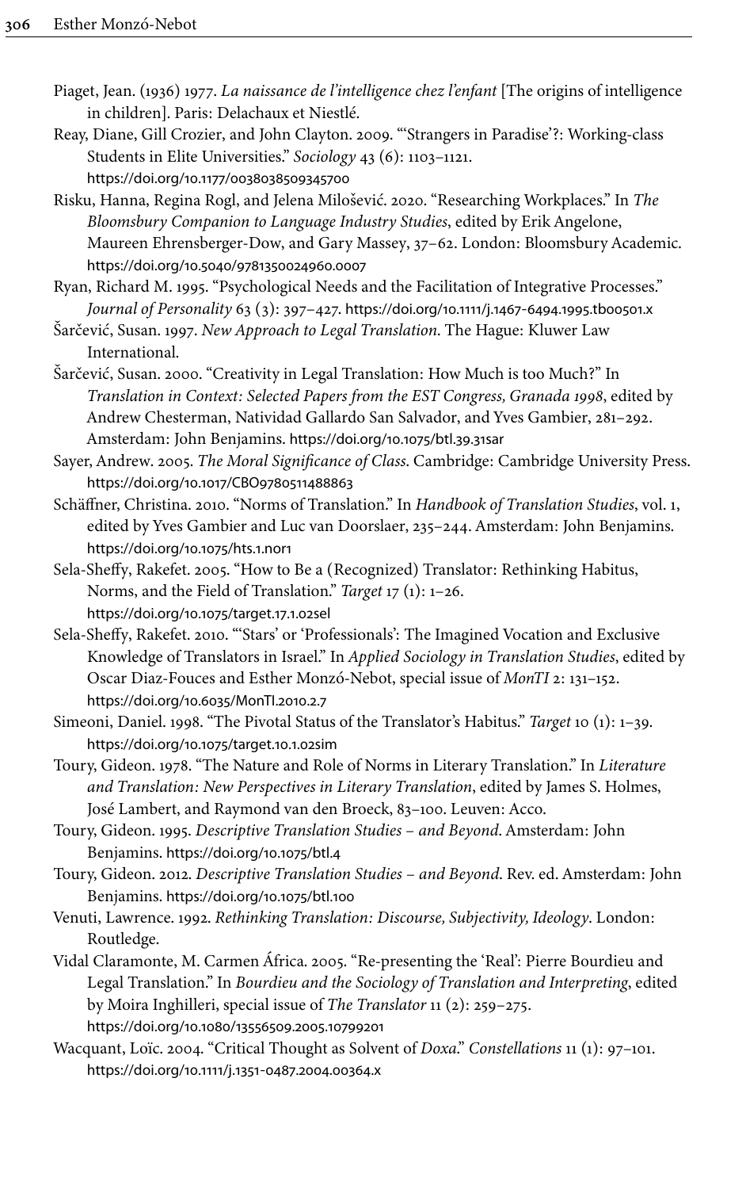Piaget, Jean. (1936) 1977. *La naissance de l'intelligence chez l'enfant* [The origins of intelligence in children]. Paris: Delachaux et Niestlé.

Reay, Diane, Gill Crozier, and John Clayton. 2009. "'Strangers in Paradise'?: Working-class Students in Elite Universities." *Sociology* 43 (6): 1103–1121. https://doi.org/10.1177/0038038509345700

Risku, Hanna, Regina Rogl, and Jelena Milošević. 2020. "Researching Workplaces." In *The Bloomsbury Companion to Language Industry Studies*, edited by Erik Angelone, Maureen Ehrensberger-Dow, and Gary Massey, 37–62. London: Bloomsbury Academic. https://doi.org/10.5040/9781350024960.0007

Ryan, Richard M. 1995. "Psychological Needs and the Facilitation of Integrative Processes." *Journal of Personality* 63 (3): 397–427. https://doi.org/10.1111/j.1467-6494.1995.tb00501.x

Šarčević, Susan. 1997. *New Approach to Legal Translation*. The Hague: Kluwer Law International.

Šarčević, Susan. 2000. "Creativity in Legal Translation: How Much is too Much?" In *Translation in Context: Selected Papers from the EST Congress, Granada 1998*, edited by Andrew Chesterman, Natividad Gallardo San Salvador, and Yves Gambier, 281–292. Amsterdam: John Benjamins. https://doi.org/10.1075/btl.39.31sar

Sayer, Andrew. 2005. *The Moral Significance of Class*. Cambridge: Cambridge University Press. https://doi.org/10.1017/CBO9780511488863

Schäffner, Christina. 2010. "Norms of Translation." In *Handbook of Translation Studies*, vol. 1, edited by Yves Gambier and Luc van Doorslaer, 235–244. Amsterdam: John Benjamins. https://doi.org/10.1075/hts.1.nor1

Sela-Sheffy, Rakefet. 2005. "How to Be a (Recognized) Translator: Rethinking Habitus, Norms, and the Field of Translation." *Target* 17 (1): 1–26. https://doi.org/10.1075/target.17.1.02sel

Sela-Sheffy, Rakefet. 2010. "'Stars' or 'Professionals': The Imagined Vocation and Exclusive Knowledge of Translators in Israel." In *Applied Sociology in Translation Studies*, edited by Oscar Diaz-Fouces and Esther Monzó-Nebot, special issue of *MonTI* 2: 131–152. https://doi.org/10.6035/MonTI.2010.2.7

Simeoni, Daniel. 1998. "The Pivotal Status of the Translator's Habitus." *Target* 10 (1): 1–39. https://doi.org/10.1075/target.10.1.02sim

Toury, Gideon. 1978. "The Nature and Role of Norms in Literary Translation." In *Literature and Translation: New Perspectives in Literary Translation*, edited by James S. Holmes, José Lambert, and Raymond van den Broeck, 83–100. Leuven: Acco.

Toury, Gideon. 1995. *Descriptive Translation Studies – and Beyond*. Amsterdam: John Benjamins. https://doi.org/10.1075/btl.4

Toury, Gideon. 2012. *Descriptive Translation Studies – and Beyond*. Rev. ed. Amsterdam: John Benjamins. https://doi.org/10.1075/btl.100

Venuti, Lawrence. 1992. *Rethinking Translation: Discourse, Subjectivity, Ideology*. London: Routledge.

Vidal Claramonte, M. Carmen África. 2005. "Re-presenting the 'Real': Pierre Bourdieu and Legal Translation." In *Bourdieu and the Sociology of Translation and Interpreting*, edited by Moira Inghilleri, special issue of *The Translator* 11 (2): 259–275. https://doi.org/10.1080/13556509.2005.10799201

Wacquant, Loïc. 2004. "Critical Thought as Solvent of *Doxa*." *Constellations* 11 (1): 97–101. https://doi.org/10.1111/j.1351-0487.2004.00364.x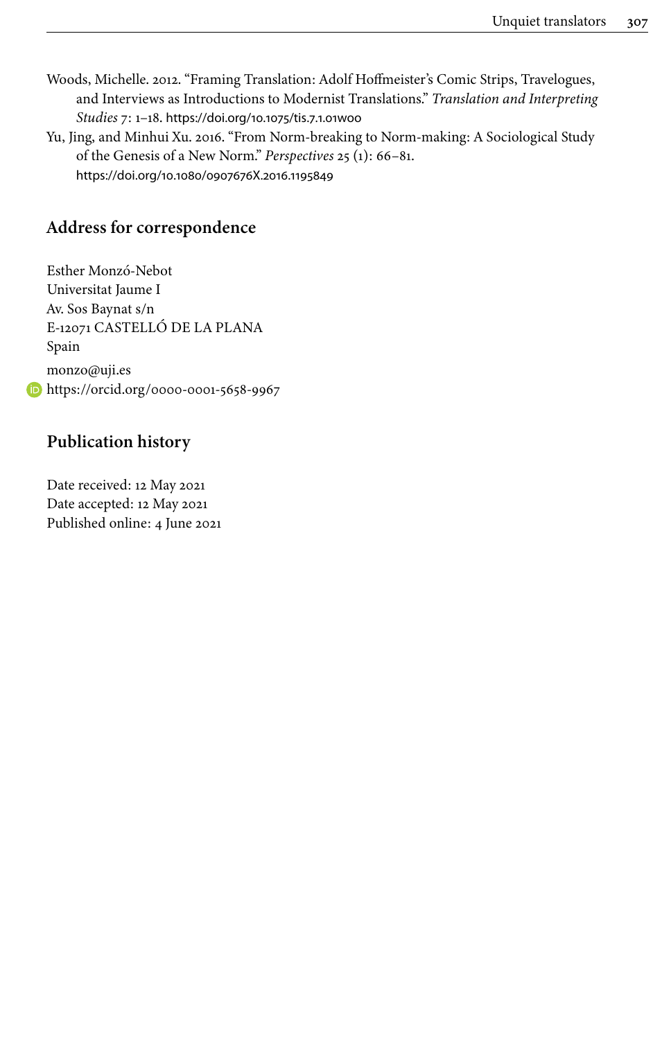Woods, Michelle. 2012. "Framing Translation: Adolf Hoffmeister's Comic Strips, Travelogues, and Interviews as Introductions to Modernist Translations." *Translation and Interpreting Studies* 7: 1–18. https://doi.org/10.1075/tis.7.1.01woo

Yu, Jing, and Minhui Xu. 2016. "From Norm-breaking to Norm-making: A Sociological Study of the Genesis of a New Norm." *Perspectives* 25 (1): 66–81. https://doi.org/10.1080/0907676X.2016.1195849

## Address for correspondence

Esther Monzó-Nebot
Universitat Jaume I
Av. Sos Baynat s/n
E-12071 CASTELLÓ DE LA PLANA
Spain

monzo@uji.es
https://orcid.org/0000-0001-5658-9967

## Publication history

Date received: 12 May 2021
Date accepted: 12 May 2021
Published online: 4 June 2021